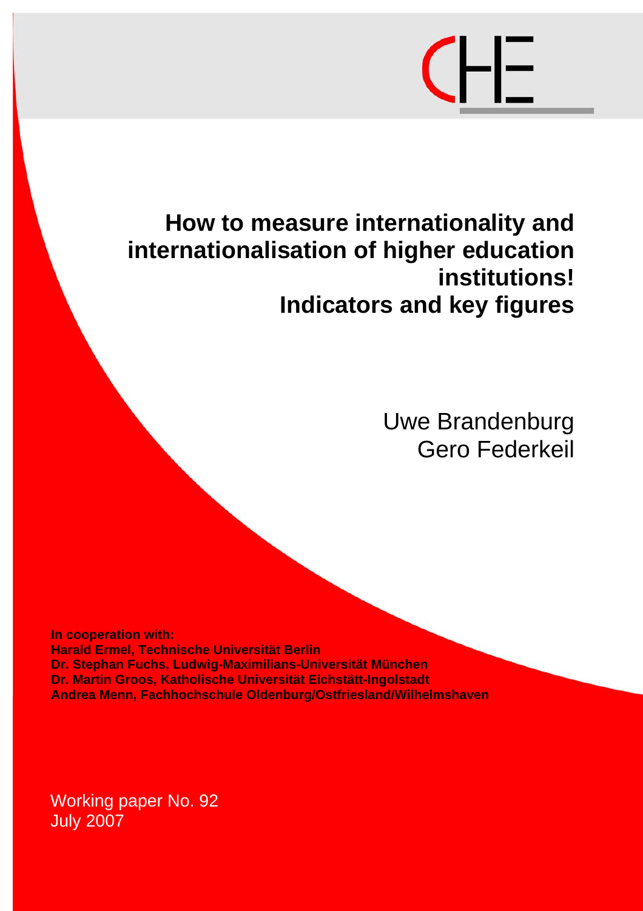# How to measure internationality and internationalisation of higher education institutions! Indicators and key figures

Uwe Brandenburg
Gero Federkeil

**In cooperation with:**
**Harald Ermel, Technische Universität Berlin**
**Dr. Stephan Fuchs, Ludwig-Maximilians-Universität München**
**Dr. Martin Groos, Katholische Universität Eichstätt-Ingolstadt**
**Andrea Menn, Fachhochschule Oldenburg/Ostfriesland/Wilhelmshaven**

Working paper No. 92
July 2007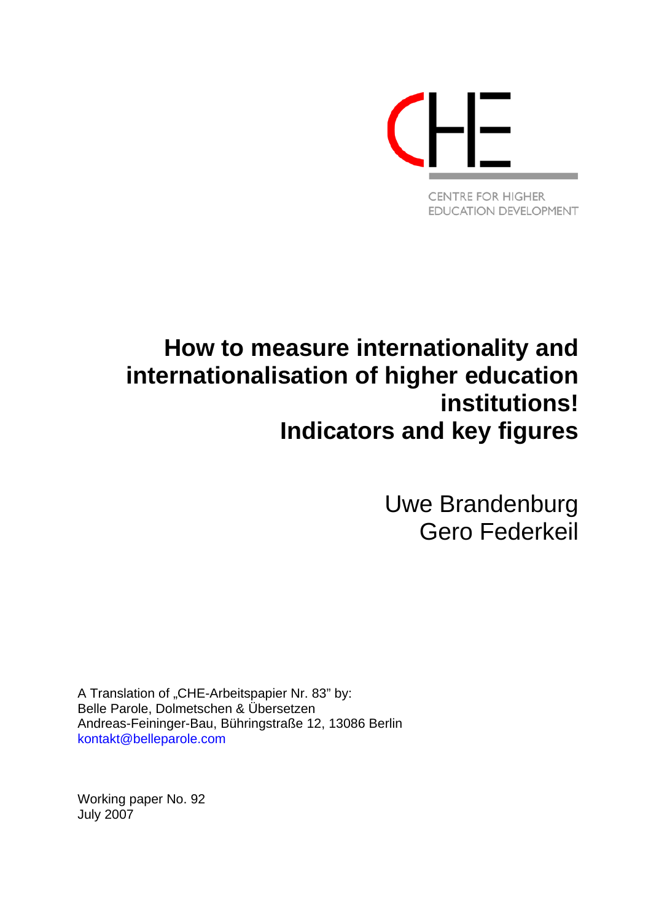CHE

CENTRE FOR HIGHER EDUCATION DEVELOPMENT

# How to measure internationality and internationalisation of higher education institutions! Indicators and key figures

Uwe Brandenburg
Gero Federkeil

A Translation of „CHE-Arbeitspapier Nr. 83" by:
Belle Parole, Dolmetschen & Übersetzen
Andreas-Feininger-Bau, Bühringstraße 12, 13086 Berlin
kontakt@belleparole.com

Working paper No. 92
July 2007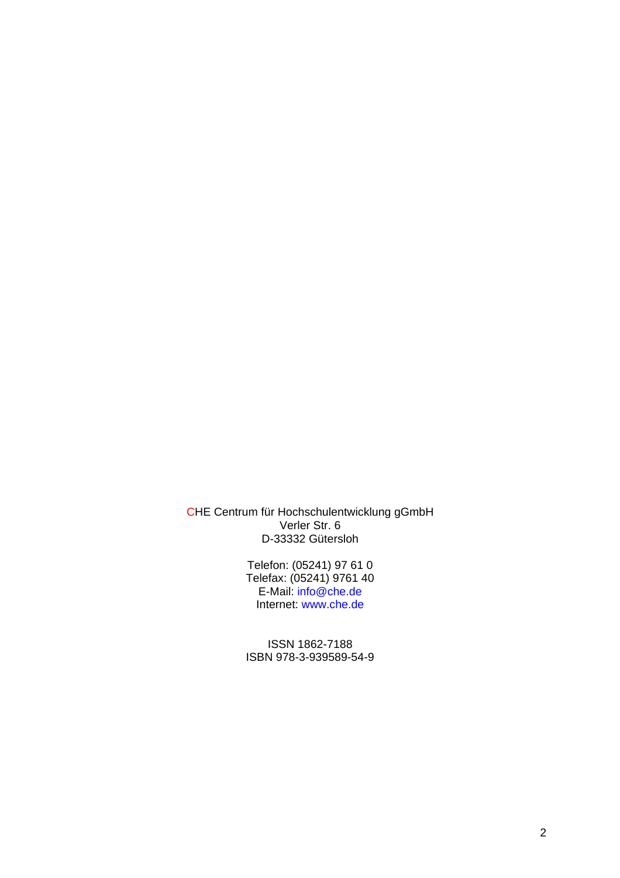CHE Centrum für Hochschulentwicklung gGmbH
Verler Str. 6
D-33332 Gütersloh

Telefon: (05241) 97 61 0
Telefax: (05241) 9761 40
E-Mail: info@che.de
Internet: www.che.de

ISSN 1862-7188
ISBN 978-3-939589-54-9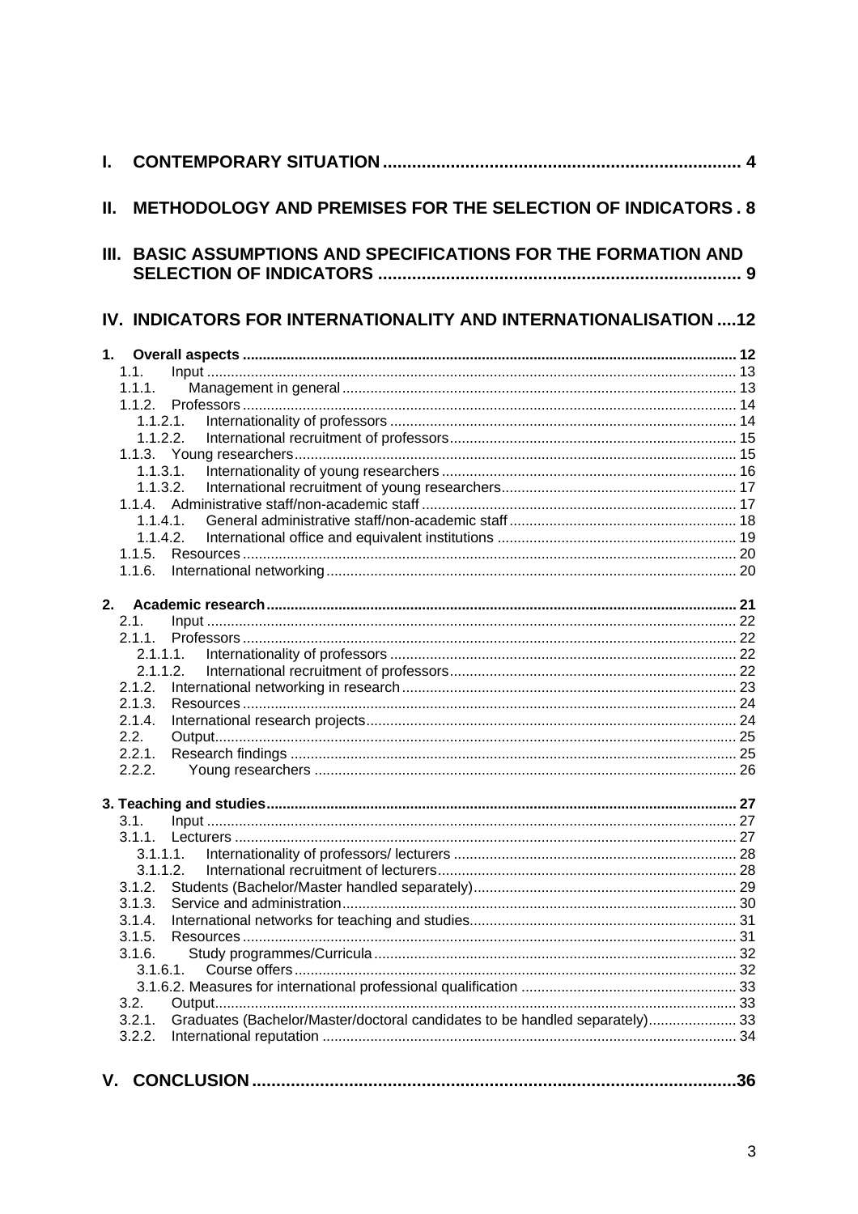I. CONTEMPORARY SITUATION ........................................................................ 4

II. METHODOLOGY AND PREMISES FOR THE SELECTION OF INDICATORS . 8

III. BASIC ASSUMPTIONS AND SPECIFICATIONS FOR THE FORMATION AND SELECTION OF INDICATORS ........................................................................ 9

IV. INDICATORS FOR INTERNATIONALITY AND INTERNATIONALISATION ....12

1. Overall aspects ........................................................................ 12
   - 1.1. Input ........................................................................ 13
   - 1.1.1. Management in general ........................................................................ 13
   - 1.1.2. Professors ........................................................................ 14
     - 1.1.2.1. Internationality of professors ........................................................................ 14
     - 1.1.2.2. International recruitment of professors ........................................................................ 15
   - 1.1.3. Young researchers ........................................................................ 15
     - 1.1.3.1. Internationality of young researchers ........................................................................ 16
     - 1.1.3.2. International recruitment of young researchers ........................................................................ 17
   - 1.1.4. Administrative staff/non-academic staff ........................................................................ 17
     - 1.1.4.1. General administrative staff/non-academic staff ........................................................................ 18
     - 1.1.4.2. International office and equivalent institutions ........................................................................ 19
   - 1.1.5. Resources ........................................................................ 20
   - 1.1.6. International networking ........................................................................ 20

2. Academic research ........................................................................ 21
   - 2.1. Input ........................................................................ 22
   - 2.1.1. Professors ........................................................................ 22
     - 2.1.1.1. Internationality of professors ........................................................................ 22
     - 2.1.1.2. International recruitment of professors ........................................................................ 22
   - 2.1.2. International networking in research ........................................................................ 23
   - 2.1.3. Resources ........................................................................ 24
   - 2.1.4. International research projects ........................................................................ 24
   - 2.2. Output ........................................................................ 25
   - 2.2.1. Research findings ........................................................................ 25
   - 2.2.2. Young researchers ........................................................................ 26

3. Teaching and studies ........................................................................ 27
   - 3.1. Input ........................................................................ 27
   - 3.1.1. Lecturers ........................................................................ 27
     - 3.1.1.1. Internationality of professors/ lecturers ........................................................................ 28
     - 3.1.1.2. International recruitment of lecturers ........................................................................ 28
   - 3.1.2. Students (Bachelor/Master handled separately) ........................................................................ 29
   - 3.1.3. Service and administration ........................................................................ 30
   - 3.1.4. International networks for teaching and studies ........................................................................ 31
   - 3.1.5. Resources ........................................................................ 31
   - 3.1.6. Study programmes/Curricula ........................................................................ 32
     - 3.1.6.1. Course offers ........................................................................ 32
     - 3.1.6.2. Measures for international professional qualification ........................................................................ 33
   - 3.2. Output ........................................................................ 33
   - 3.2.1. Graduates (Bachelor/Master/doctoral candidates to be handled separately) ........................................................................ 33
   - 3.2.2. International reputation ........................................................................ 34

V. CONCLUSION ........................................................................ 36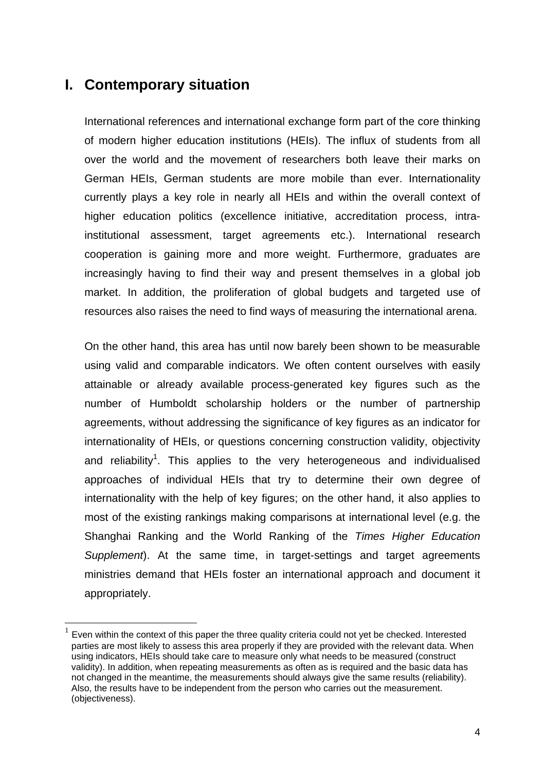# I. Contemporary situation

International references and international exchange form part of the core thinking of modern higher education institutions (HEIs). The influx of students from all over the world and the movement of researchers both leave their marks on German HEIs, German students are more mobile than ever. Internationality currently plays a key role in nearly all HEIs and within the overall context of higher education politics (excellence initiative, accreditation process, intra-institutional assessment, target agreements etc.). International research cooperation is gaining more and more weight. Furthermore, graduates are increasingly having to find their way and present themselves in a global job market. In addition, the proliferation of global budgets and targeted use of resources also raises the need to find ways of measuring the international arena.

On the other hand, this area has until now barely been shown to be measurable using valid and comparable indicators. We often content ourselves with easily attainable or already available process-generated key figures such as the number of Humboldt scholarship holders or the number of partnership agreements, without addressing the significance of key figures as an indicator for internationality of HEIs, or questions concerning construction validity, objectivity and reliability[1]. This applies to the very heterogeneous and individualised approaches of individual HEIs that try to determine their own degree of internationality with the help of key figures; on the other hand, it also applies to most of the existing rankings making comparisons at international level (e.g. the Shanghai Ranking and the World Ranking of the *Times Higher Education Supplement*). At the same time, in target-settings and target agreements ministries demand that HEIs foster an international approach and document it appropriately.

[1] Even within the context of this paper the three quality criteria could not yet be checked. Interested parties are most likely to assess this area properly if they are provided with the relevant data. When using indicators, HEIs should take care to measure only what needs to be measured (construct validity). In addition, when repeating measurements as often as is required and the basic data has not changed in the meantime, the measurements should always give the same results (reliability). Also, the results have to be independent from the person who carries out the measurement. (objectiveness).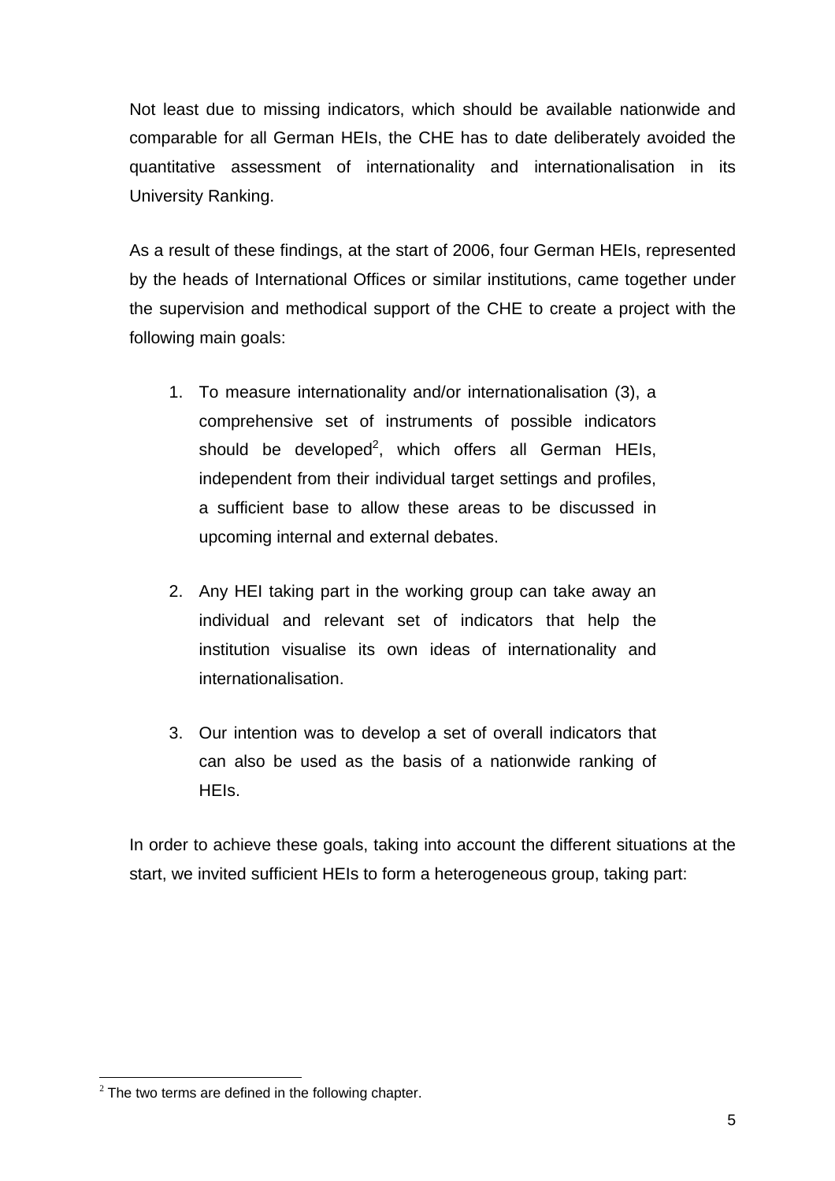Not least due to missing indicators, which should be available nationwide and comparable for all German HEIs, the CHE has to date deliberately avoided the quantitative assessment of internationality and internationalisation in its University Ranking.

As a result of these findings, at the start of 2006, four German HEIs, represented by the heads of International Offices or similar institutions, came together under the supervision and methodical support of the CHE to create a project with the following main goals:

1. To measure internationality and/or internationalisation (3), a comprehensive set of instruments of possible indicators should be developed[2], which offers all German HEIs, independent from their individual target settings and profiles, a sufficient base to allow these areas to be discussed in upcoming internal and external debates.

2. Any HEI taking part in the working group can take away an individual and relevant set of indicators that help the institution visualise its own ideas of internationality and internationalisation.

3. Our intention was to develop a set of overall indicators that can also be used as the basis of a nationwide ranking of HEIs.

In order to achieve these goals, taking into account the different situations at the start, we invited sufficient HEIs to form a heterogeneous group, taking part:

[2] The two terms are defined in the following chapter.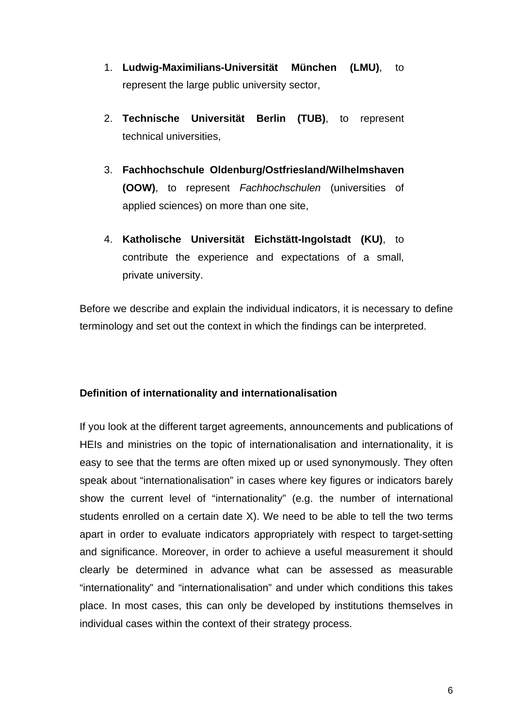1. **Ludwig-Maximilians-Universität München (LMU)**, to represent the large public university sector,

2. **Technische Universität Berlin (TUB)**, to represent technical universities,

3. **Fachhochschule Oldenburg/Ostfriesland/Wilhelmshaven (OOW)**, to represent *Fachhochschulen* (universities of applied sciences) on more than one site,

4. **Katholische Universität Eichstätt-Ingolstadt (KU)**, to contribute the experience and expectations of a small, private university.

Before we describe and explain the individual indicators, it is necessary to define terminology and set out the context in which the findings can be interpreted.

### Definition of internationality and internationalisation

If you look at the different target agreements, announcements and publications of HEIs and ministries on the topic of internationalisation and internationality, it is easy to see that the terms are often mixed up or used synonymously. They often speak about "internationalisation" in cases where key figures or indicators barely show the current level of "internationality" (e.g. the number of international students enrolled on a certain date X). We need to be able to tell the two terms apart in order to evaluate indicators appropriately with respect to target-setting and significance. Moreover, in order to achieve a useful measurement it should clearly be determined in advance what can be assessed as measurable "internationality" and "internationalisation" and under which conditions this takes place. In most cases, this can only be developed by institutions themselves in individual cases within the context of their strategy process.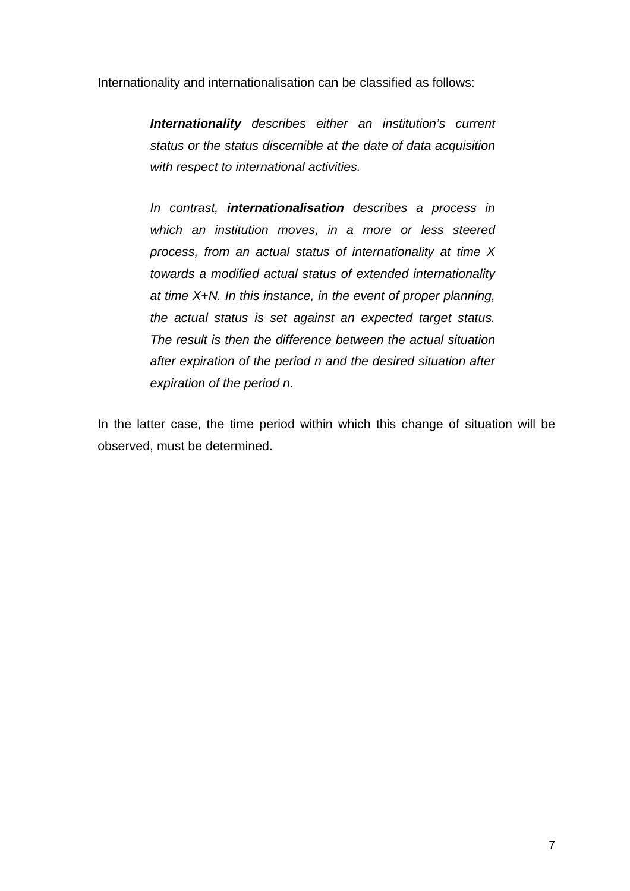Internationality and internationalisation can be classified as follows:

> ***Internationality*** *describes either an institution's current status or the status discernible at the date of data acquisition with respect to international activities.*
>
> *In contrast,* ***internationalisation*** *describes a process in which an institution moves, in a more or less steered process, from an actual status of internationality at time X towards a modified actual status of extended internationality at time X+N. In this instance, in the event of proper planning, the actual status is set against an expected target status. The result is then the difference between the actual situation after expiration of the period n and the desired situation after expiration of the period n.*

In the latter case, the time period within which this change of situation will be observed, must be determined.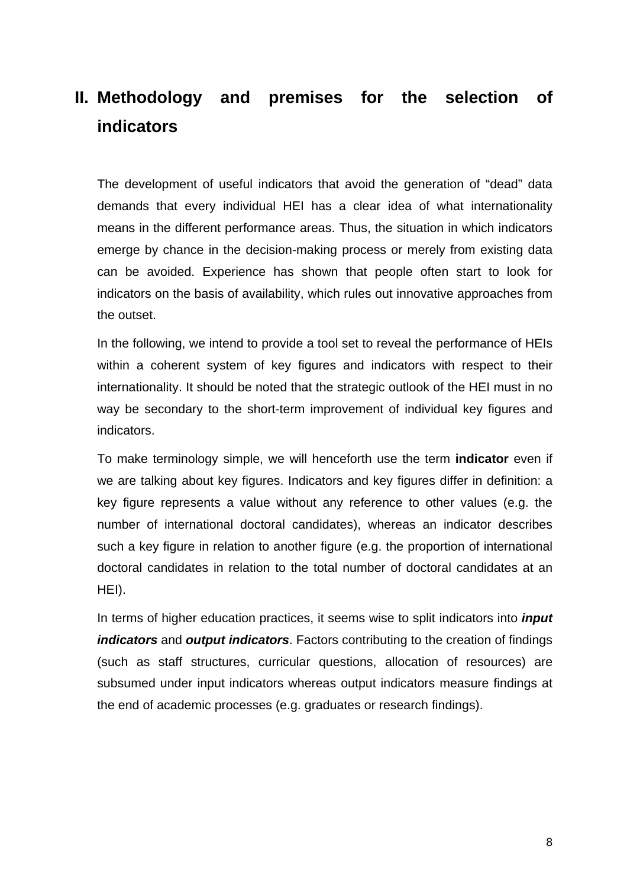## II. Methodology and premises for the selection of indicators

The development of useful indicators that avoid the generation of “dead” data demands that every individual HEI has a clear idea of what internationality means in the different performance areas. Thus, the situation in which indicators emerge by chance in the decision-making process or merely from existing data can be avoided. Experience has shown that people often start to look for indicators on the basis of availability, which rules out innovative approaches from the outset.

In the following, we intend to provide a tool set to reveal the performance of HEIs within a coherent system of key figures and indicators with respect to their internationality. It should be noted that the strategic outlook of the HEI must in no way be secondary to the short-term improvement of individual key figures and indicators.

To make terminology simple, we will henceforth use the term **indicator** even if we are talking about key figures. Indicators and key figures differ in definition: a key figure represents a value without any reference to other values (e.g. the number of international doctoral candidates), whereas an indicator describes such a key figure in relation to another figure (e.g. the proportion of international doctoral candidates in relation to the total number of doctoral candidates at an HEI).

In terms of higher education practices, it seems wise to split indicators into ***input indicators*** and ***output indicators***. Factors contributing to the creation of findings (such as staff structures, curricular questions, allocation of resources) are subsumed under input indicators whereas output indicators measure findings at the end of academic processes (e.g. graduates or research findings).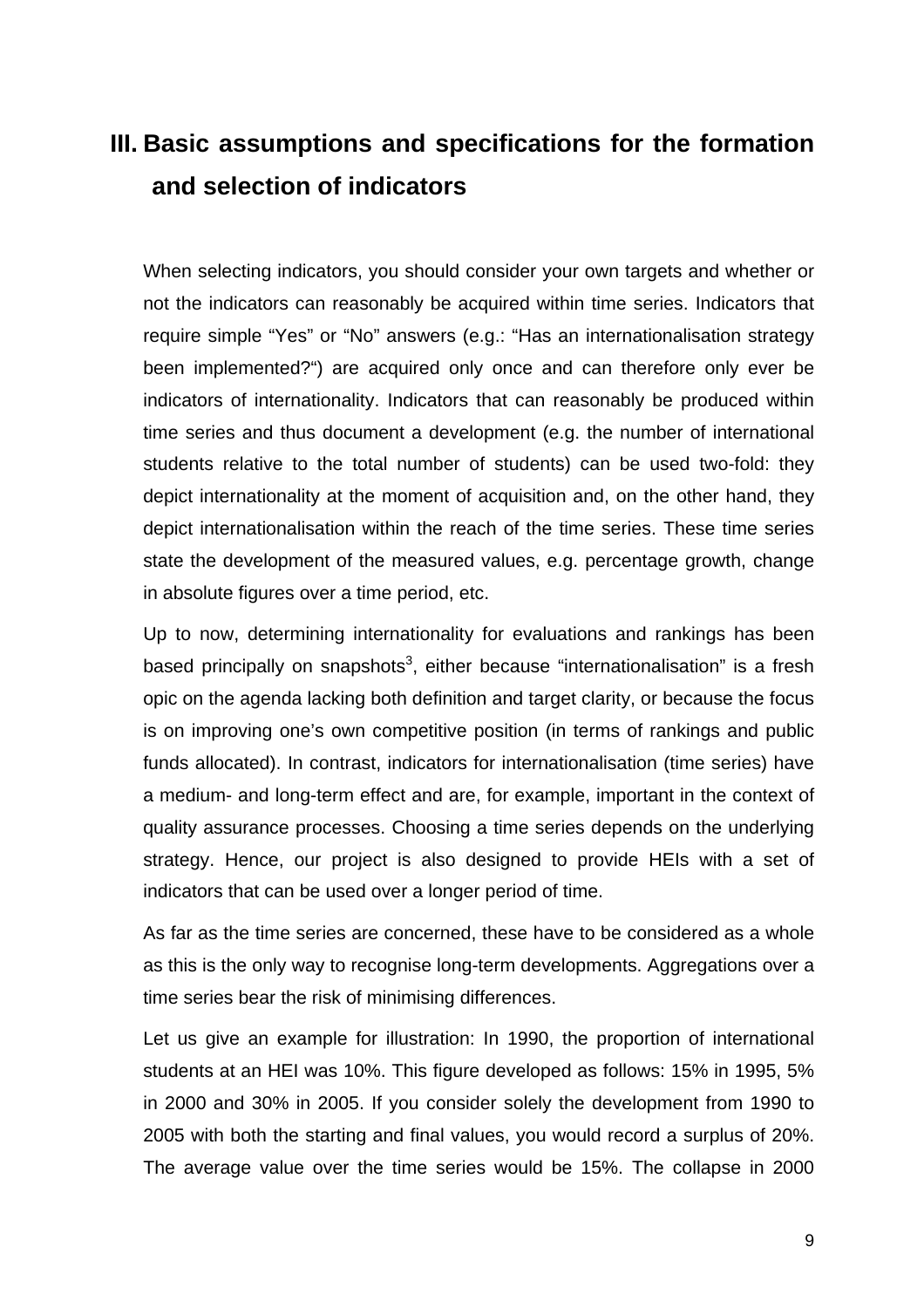# III. Basic assumptions and specifications for the formation and selection of indicators

When selecting indicators, you should consider your own targets and whether or not the indicators can reasonably be acquired within time series. Indicators that require simple "Yes" or "No" answers (e.g.: "Has an internationalisation strategy been implemented?") are acquired only once and can therefore only ever be indicators of internationality. Indicators that can reasonably be produced within time series and thus document a development (e.g. the number of international students relative to the total number of students) can be used two-fold: they depict internationality at the moment of acquisition and, on the other hand, they depict internationalisation within the reach of the time series. These time series state the development of the measured values, e.g. percentage growth, change in absolute figures over a time period, etc.

Up to now, determining internationality for evaluations and rankings has been based principally on snapshots[3], either because "internationalisation" is a fresh opic on the agenda lacking both definition and target clarity, or because the focus is on improving one's own competitive position (in terms of rankings and public funds allocated). In contrast, indicators for internationalisation (time series) have a medium- and long-term effect and are, for example, important in the context of quality assurance processes. Choosing a time series depends on the underlying strategy. Hence, our project is also designed to provide HEIs with a set of indicators that can be used over a longer period of time.

As far as the time series are concerned, these have to be considered as a whole as this is the only way to recognise long-term developments. Aggregations over a time series bear the risk of minimising differences.

Let us give an example for illustration: In 1990, the proportion of international students at an HEI was 10%. This figure developed as follows: 15% in 1995, 5% in 2000 and 30% in 2005. If you consider solely the development from 1990 to 2005 with both the starting and final values, you would record a surplus of 20%. The average value over the time series would be 15%. The collapse in 2000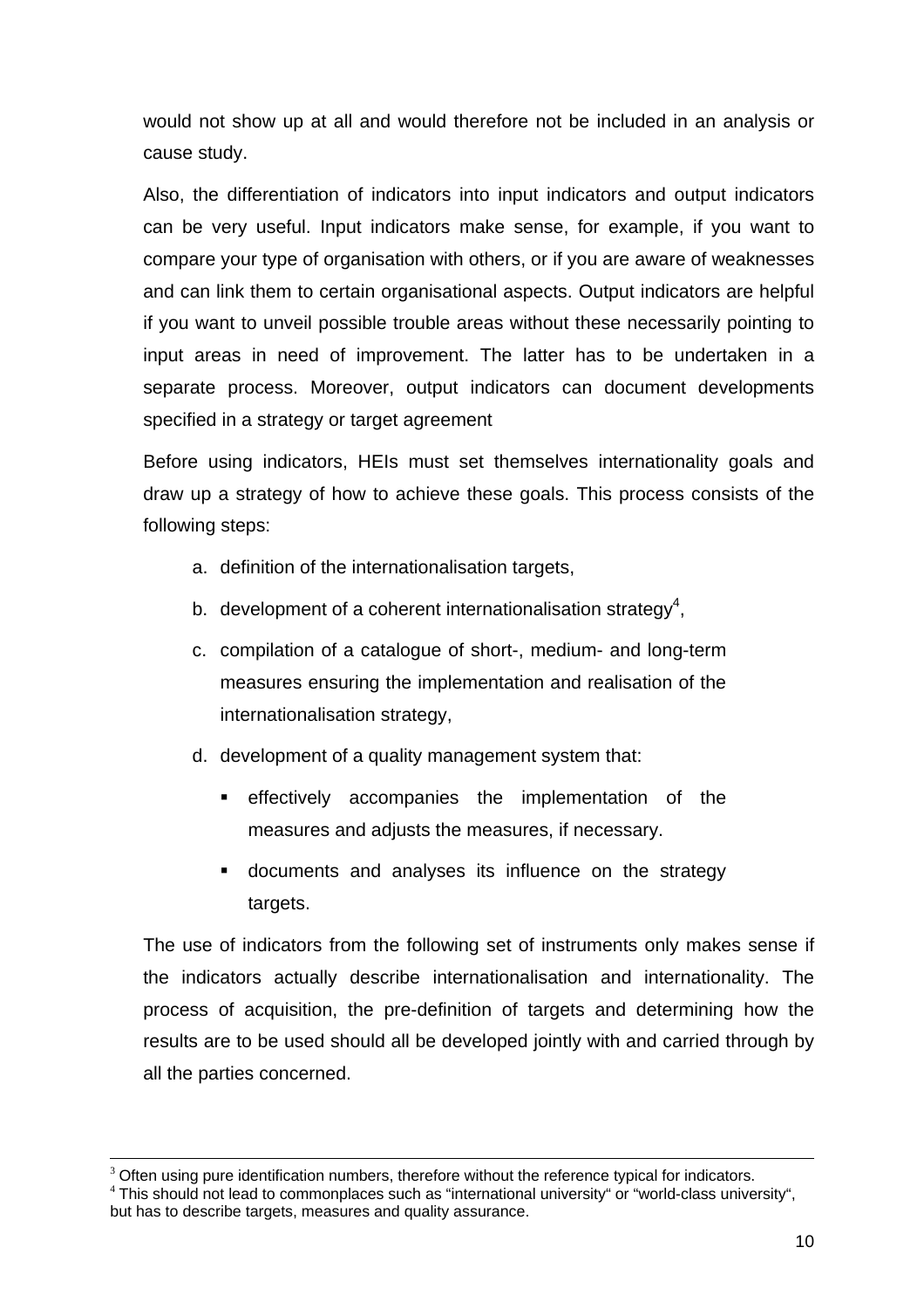would not show up at all and would therefore not be included in an analysis or cause study.

Also, the differentiation of indicators into input indicators and output indicators can be very useful. Input indicators make sense, for example, if you want to compare your type of organisation with others, or if you are aware of weaknesses and can link them to certain organisational aspects. Output indicators are helpful if you want to unveil possible trouble areas without these necessarily pointing to input areas in need of improvement. The latter has to be undertaken in a separate process. Moreover, output indicators can document developments specified in a strategy or target agreement

Before using indicators, HEIs must set themselves internationality goals and draw up a strategy of how to achieve these goals. This process consists of the following steps:

a. definition of the internationalisation targets,
b. development of a coherent internationalisation strategy[4],
c. compilation of a catalogue of short-, medium- and long-term measures ensuring the implementation and realisation of the internationalisation strategy,
d. development of a quality management system that:
    - effectively accompanies the implementation of the measures and adjusts the measures, if necessary.
    - documents and analyses its influence on the strategy targets.

The use of indicators from the following set of instruments only makes sense if the indicators actually describe internationalisation and internationality. The process of acquisition, the pre-definition of targets and determining how the results are to be used should all be developed jointly with and carried through by all the parties concerned.

---

[3] Often using pure identification numbers, therefore without the reference typical for indicators.
[4] This should not lead to commonplaces such as "international university" or "world-class university", but has to describe targets, measures and quality assurance.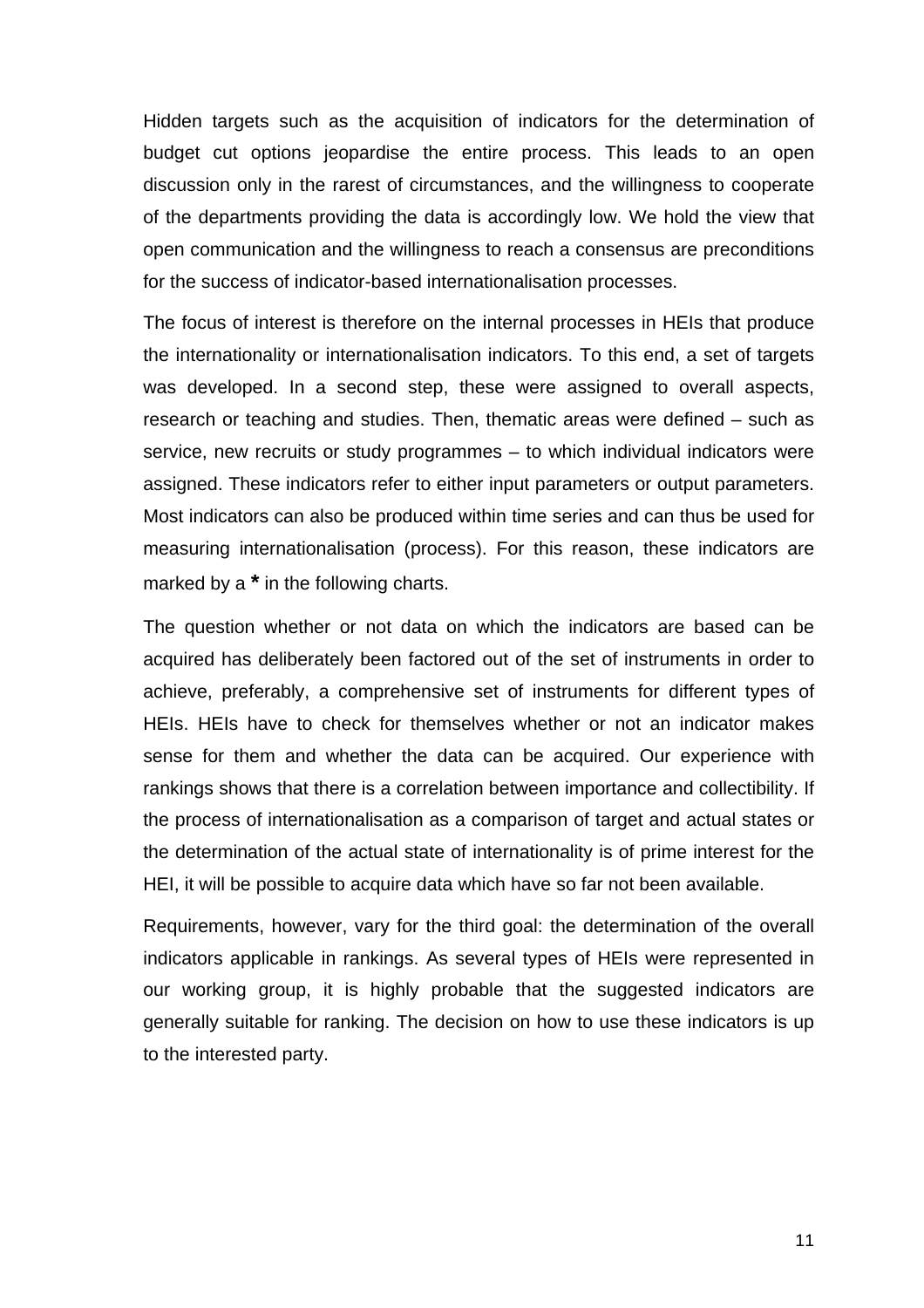Hidden targets such as the acquisition of indicators for the determination of budget cut options jeopardise the entire process. This leads to an open discussion only in the rarest of circumstances, and the willingness to cooperate of the departments providing the data is accordingly low. We hold the view that open communication and the willingness to reach a consensus are preconditions for the success of indicator-based internationalisation processes.

The focus of interest is therefore on the internal processes in HEIs that produce the internationality or internationalisation indicators. To this end, a set of targets was developed. In a second step, these were assigned to overall aspects, research or teaching and studies. Then, thematic areas were defined – such as service, new recruits or study programmes – to which individual indicators were assigned. These indicators refer to either input parameters or output parameters. Most indicators can also be produced within time series and can thus be used for measuring internationalisation (process). For this reason, these indicators are marked by a **\*** in the following charts.

The question whether or not data on which the indicators are based can be acquired has deliberately been factored out of the set of instruments in order to achieve, preferably, a comprehensive set of instruments for different types of HEIs. HEIs have to check for themselves whether or not an indicator makes sense for them and whether the data can be acquired. Our experience with rankings shows that there is a correlation between importance and collectibility. If the process of internationalisation as a comparison of target and actual states or the determination of the actual state of internationality is of prime interest for the HEI, it will be possible to acquire data which have so far not been available.

Requirements, however, vary for the third goal: the determination of the overall indicators applicable in rankings. As several types of HEIs were represented in our working group, it is highly probable that the suggested indicators are generally suitable for ranking. The decision on how to use these indicators is up to the interested party.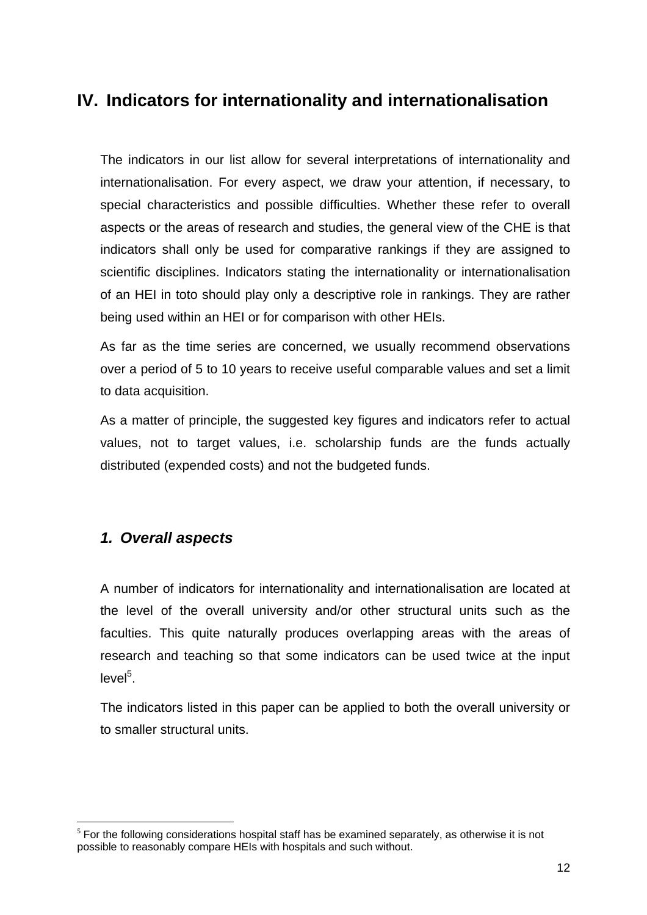# IV. Indicators for internationality and internationalisation

The indicators in our list allow for several interpretations of internationality and internationalisation. For every aspect, we draw your attention, if necessary, to special characteristics and possible difficulties. Whether these refer to overall aspects or the areas of research and studies, the general view of the CHE is that indicators shall only be used for comparative rankings if they are assigned to scientific disciplines. Indicators stating the internationality or internationalisation of an HEI in toto should play only a descriptive role in rankings. They are rather being used within an HEI or for comparison with other HEIs.

As far as the time series are concerned, we usually recommend observations over a period of 5 to 10 years to receive useful comparable values and set a limit to data acquisition.

As a matter of principle, the suggested key figures and indicators refer to actual values, not to target values, i.e. scholarship funds are the funds actually distributed (expended costs) and not the budgeted funds.

## *1. Overall aspects*

A number of indicators for internationality and internationalisation are located at the level of the overall university and/or other structural units such as the faculties. This quite naturally produces overlapping areas with the areas of research and teaching so that some indicators can be used twice at the input level[5].

The indicators listed in this paper can be applied to both the overall university or to smaller structural units.

[5] For the following considerations hospital staff has be examined separately, as otherwise it is not possible to reasonably compare HEIs with hospitals and such without.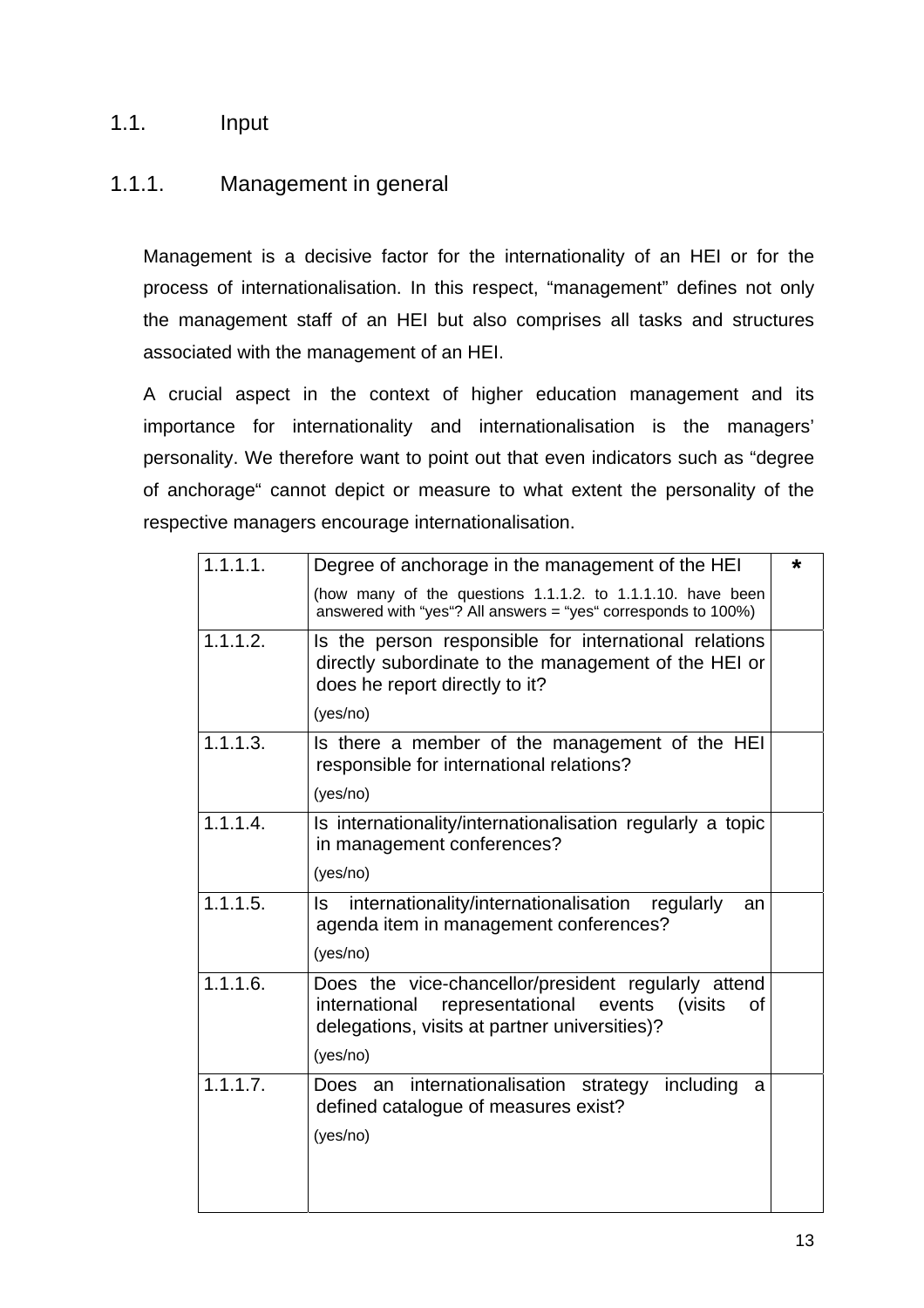## 1.1. Input

### 1.1.1. Management in general

Management is a decisive factor for the internationality of an HEI or for the process of internationalisation. In this respect, "management" defines not only the management staff of an HEI but also comprises all tasks and structures associated with the management of an HEI.

A crucial aspect in the context of higher education management and its importance for internationality and internationalisation is the managers' personality. We therefore want to point out that even indicators such as "degree of anchorage" cannot depict or measure to what extent the personality of the respective managers encourage internationalisation.

| | | |
|---|---|---|
| 1.1.1.1. | Degree of anchorage in the management of the HEI<br>(how many of the questions 1.1.1.2. to 1.1.1.10. have been answered with "yes"? All answers = "yes" corresponds to 100%) | * |
| 1.1.1.2. | Is the person responsible for international relations directly subordinate to the management of the HEI or does he report directly to it?<br>(yes/no) | |
| 1.1.1.3. | Is there a member of the management of the HEI responsible for international relations?<br>(yes/no) | |
| 1.1.1.4. | Is internationality/internationalisation regularly a topic in management conferences?<br>(yes/no) | |
| 1.1.1.5. | Is internationality/internationalisation regularly an agenda item in management conferences?<br>(yes/no) | |
| 1.1.1.6. | Does the vice-chancellor/president regularly attend international representational events (visits of delegations, visits at partner universities)?<br>(yes/no) | |
| 1.1.1.7. | Does an internationalisation strategy including a defined catalogue of measures exist?<br>(yes/no) | |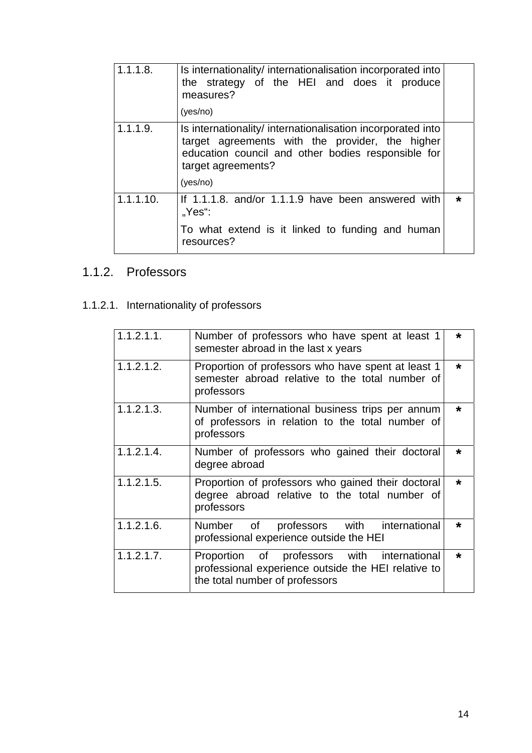| | | |
|---|---|---|
| 1.1.1.8. | Is internationality/ internationalisation incorporated into the strategy of the HEI and does it produce measures?<br>(yes/no) | |
| 1.1.1.9. | Is internationality/ internationalisation incorporated into target agreements with the provider, the higher education council and other bodies responsible for target agreements?<br>(yes/no) | |
| 1.1.1.10. | If 1.1.1.8. and/or 1.1.1.9 have been answered with „Yes“:<br>To what extend is it linked to funding and human resources? | * |

## 1.1.2. Professors

### 1.1.2.1. Internationality of professors

| | | |
|---|---|---|
| 1.1.2.1.1. | Number of professors who have spent at least 1 semester abroad in the last x years | * |
| 1.1.2.1.2. | Proportion of professors who have spent at least 1 semester abroad relative to the total number of professors | * |
| 1.1.2.1.3. | Number of international business trips per annum of professors in relation to the total number of professors | * |
| 1.1.2.1.4. | Number of professors who gained their doctoral degree abroad | * |
| 1.1.2.1.5. | Proportion of professors who gained their doctoral degree abroad relative to the total number of professors | * |
| 1.1.2.1.6. | Number of professors with international professional experience outside the HEI | * |
| 1.1.2.1.7. | Proportion of professors with international professional experience outside the HEI relative to the total number of professors | * |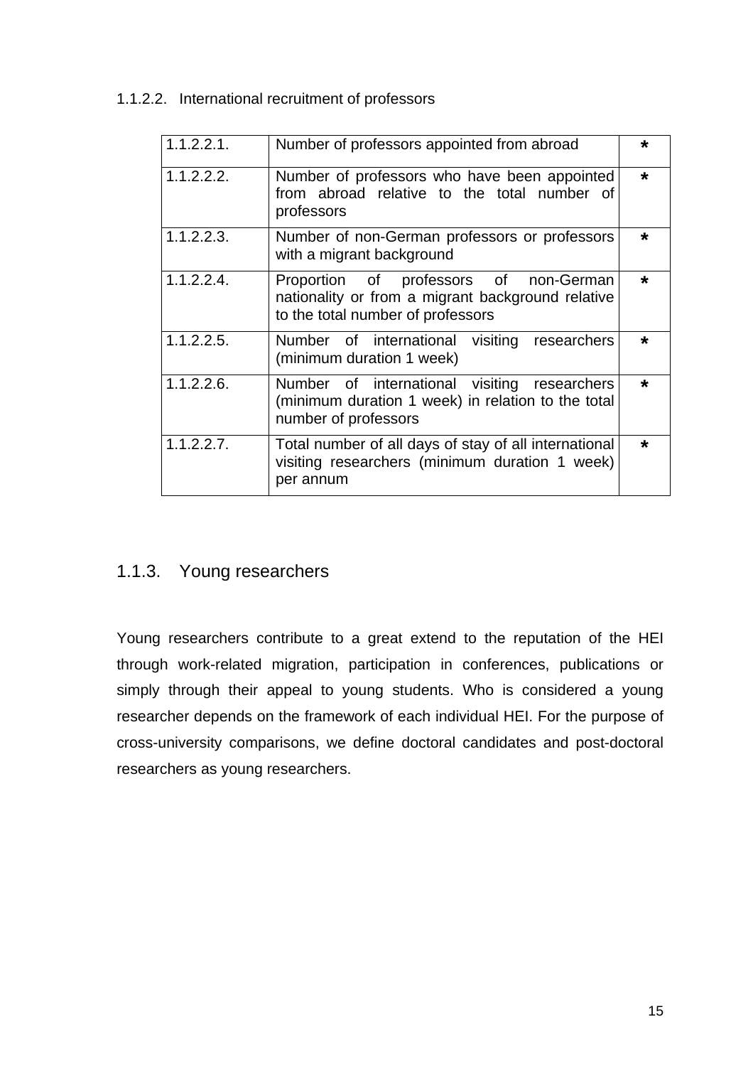#### 1.1.2.2. International recruitment of professors

| 1.1.2.2.1. | Number of professors appointed from abroad | * |
|---|---|---|
| 1.1.2.2.2. | Number of professors who have been appointed from abroad relative to the total number of professors | * |
| 1.1.2.2.3. | Number of non-German professors or professors with a migrant background | * |
| 1.1.2.2.4. | Proportion of professors of non-German nationality or from a migrant background relative to the total number of professors | * |
| 1.1.2.2.5. | Number of international visiting researchers (minimum duration 1 week) | * |
| 1.1.2.2.6. | Number of international visiting researchers (minimum duration 1 week) in relation to the total number of professors | * |
| 1.1.2.2.7. | Total number of all days of stay of all international visiting researchers (minimum duration 1 week) per annum | * |

### 1.1.3. Young researchers

Young researchers contribute to a great extend to the reputation of the HEI through work-related migration, participation in conferences, publications or simply through their appeal to young students. Who is considered a young researcher depends on the framework of each individual HEI. For the purpose of cross-university comparisons, we define doctoral candidates and post-doctoral researchers as young researchers.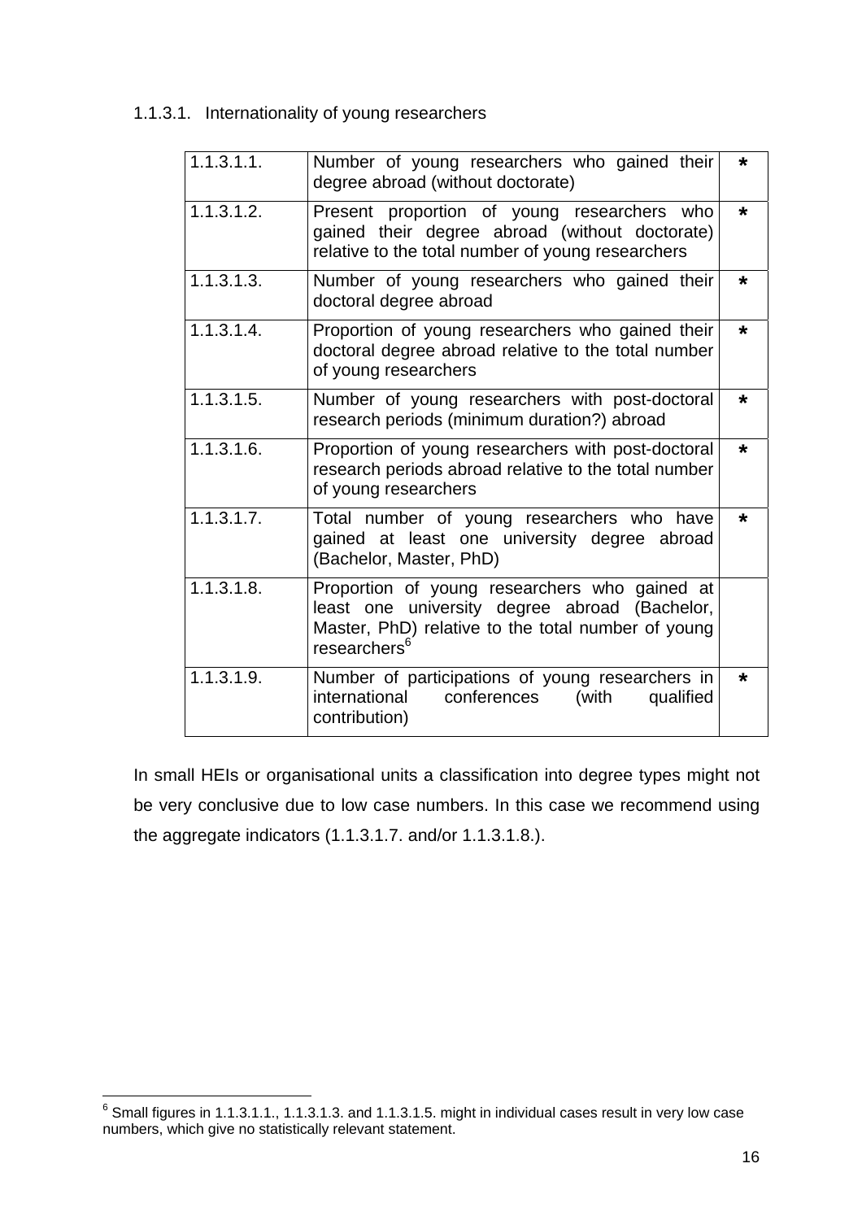#### 1.1.3.1. Internationality of young researchers

| | | |
|---|---|---|
| 1.1.3.1.1. | Number of young researchers who gained their degree abroad (without doctorate) | * |
| 1.1.3.1.2. | Present proportion of young researchers who gained their degree abroad (without doctorate) relative to the total number of young researchers | * |
| 1.1.3.1.3. | Number of young researchers who gained their doctoral degree abroad | * |
| 1.1.3.1.4. | Proportion of young researchers who gained their doctoral degree abroad relative to the total number of young researchers | * |
| 1.1.3.1.5. | Number of young researchers with post-doctoral research periods (minimum duration?) abroad | * |
| 1.1.3.1.6. | Proportion of young researchers with post-doctoral research periods abroad relative to the total number of young researchers | * |
| 1.1.3.1.7. | Total number of young researchers who have gained at least one university degree abroad (Bachelor, Master, PhD) | * |
| 1.1.3.1.8. | Proportion of young researchers who gained at least one university degree abroad (Bachelor, Master, PhD) relative to the total number of young researchers[6] | |
| 1.1.3.1.9. | Number of participations of young researchers in international conferences (with qualified contribution) | * |

In small HEIs or organisational units a classification into degree types might not be very conclusive due to low case numbers. In this case we recommend using the aggregate indicators (1.1.3.1.7. and/or 1.1.3.1.8.).

[6] Small figures in 1.1.3.1.1., 1.1.3.1.3. and 1.1.3.1.5. might in individual cases result in very low case numbers, which give no statistically relevant statement.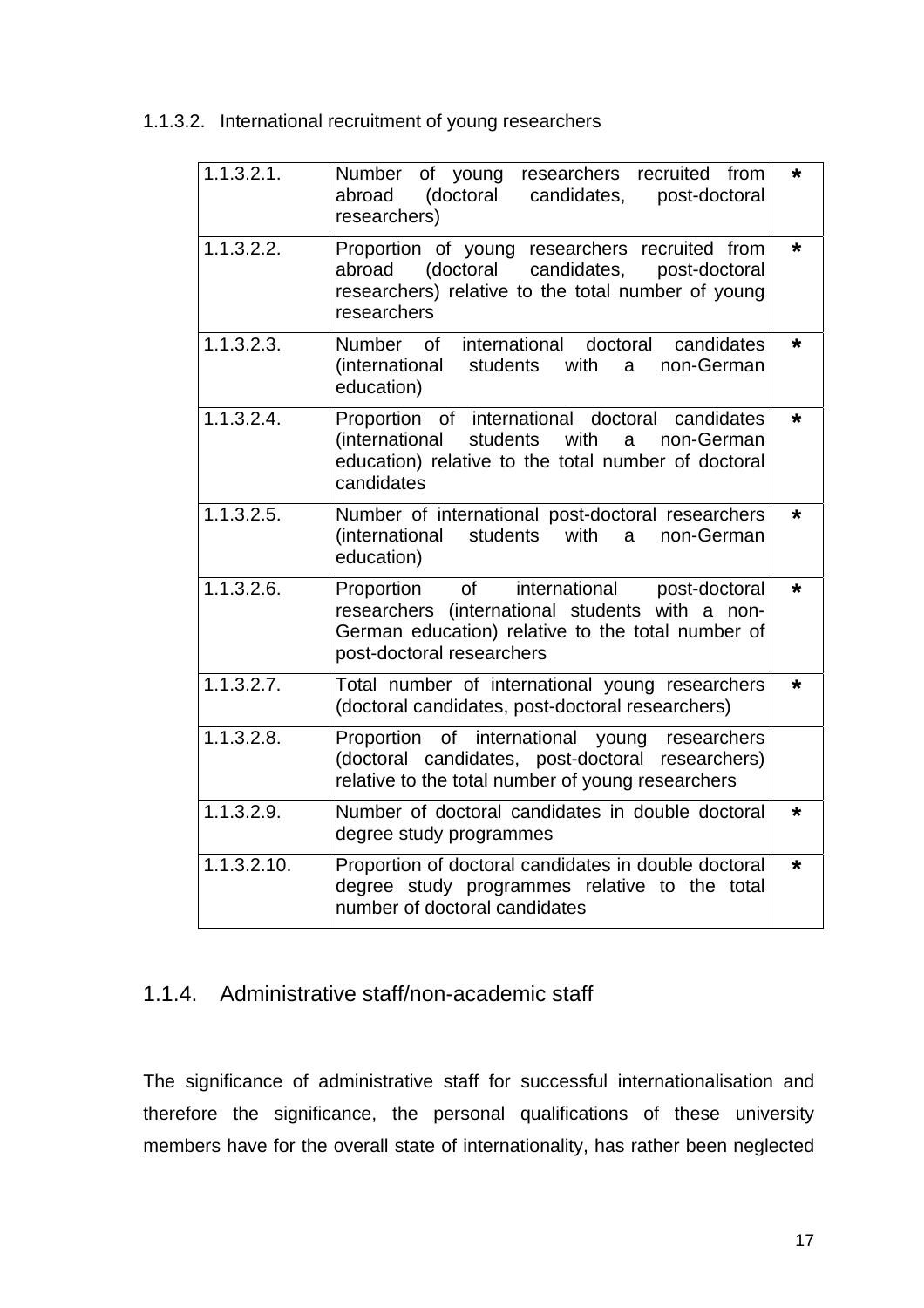1.1.3.2. International recruitment of young researchers

| | | |
|---|---|---|
| 1.1.3.2.1. | Number of young researchers recruited from abroad (doctoral candidates, post-doctoral researchers) | * |
| 1.1.3.2.2. | Proportion of young researchers recruited from abroad (doctoral candidates, post-doctoral researchers) relative to the total number of young researchers | * |
| 1.1.3.2.3. | Number of international doctoral candidates (international students with a non-German education) | * |
| 1.1.3.2.4. | Proportion of international doctoral candidates (international students with a non-German education) relative to the total number of doctoral candidates | * |
| 1.1.3.2.5. | Number of international post-doctoral researchers (international students with a non-German education) | * |
| 1.1.3.2.6. | Proportion of international post-doctoral researchers (international students with a non-German education) relative to the total number of post-doctoral researchers | * |
| 1.1.3.2.7. | Total number of international young researchers (doctoral candidates, post-doctoral researchers) | * |
| 1.1.3.2.8. | Proportion of international young researchers (doctoral candidates, post-doctoral researchers) relative to the total number of young researchers | |
| 1.1.3.2.9. | Number of doctoral candidates in double doctoral degree study programmes | * |
| 1.1.3.2.10. | Proportion of doctoral candidates in double doctoral degree study programmes relative to the total number of doctoral candidates | * |

### 1.1.4. Administrative staff/non-academic staff

The significance of administrative staff for successful internationalisation and therefore the significance, the personal qualifications of these university members have for the overall state of internationality, has rather been neglected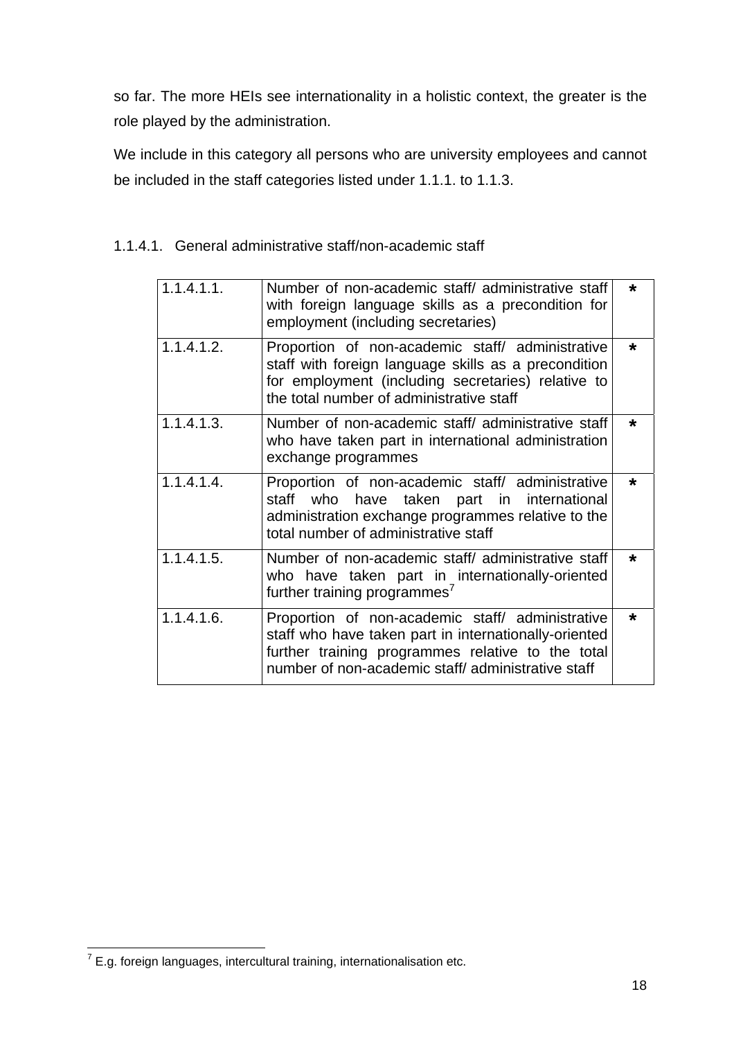so far. The more HEIs see internationality in a holistic context, the greater is the role played by the administration.

We include in this category all persons who are university employees and cannot be included in the staff categories listed under 1.1.1. to 1.1.3.

#### 1.1.4.1. General administrative staff/non-academic staff

| | | |
|---|---|---|
| 1.1.4.1.1. | Number of non-academic staff/ administrative staff with foreign language skills as a precondition for employment (including secretaries) | * |
| 1.1.4.1.2. | Proportion of non-academic staff/ administrative staff with foreign language skills as a precondition for employment (including secretaries) relative to the total number of administrative staff | * |
| 1.1.4.1.3. | Number of non-academic staff/ administrative staff who have taken part in international administration exchange programmes | * |
| 1.1.4.1.4. | Proportion of non-academic staff/ administrative staff who have taken part in international administration exchange programmes relative to the total number of administrative staff | * |
| 1.1.4.1.5. | Number of non-academic staff/ administrative staff who have taken part in internationally-oriented further training programmes[7] | * |
| 1.1.4.1.6. | Proportion of non-academic staff/ administrative staff who have taken part in internationally-oriented further training programmes relative to the total number of non-academic staff/ administrative staff | * |

[7] E.g. foreign languages, intercultural training, internationalisation etc.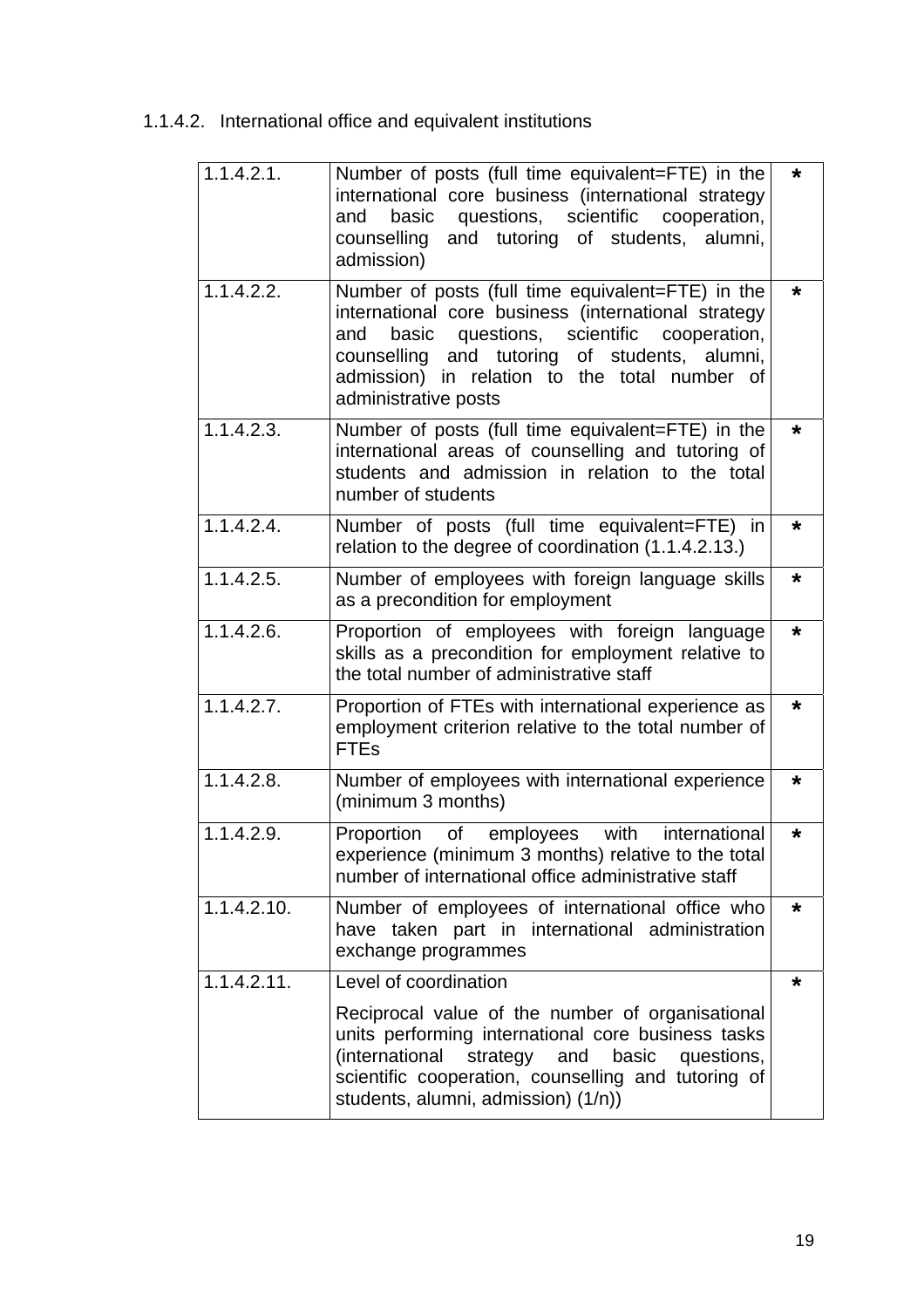### 1.1.4.2. International office and equivalent institutions

| | | |
|---|---|---|
| 1.1.4.2.1. | Number of posts (full time equivalent=FTE) in the international core business (international strategy and basic questions, scientific cooperation, counselling and tutoring of students, alumni, admission) | * |
| 1.1.4.2.2. | Number of posts (full time equivalent=FTE) in the international core business (international strategy and basic questions, scientific cooperation, counselling and tutoring of students, alumni, admission) in relation to the total number of administrative posts | * |
| 1.1.4.2.3. | Number of posts (full time equivalent=FTE) in the international areas of counselling and tutoring of students and admission in relation to the total number of students | * |
| 1.1.4.2.4. | Number of posts (full time equivalent=FTE) in relation to the degree of coordination (1.1.4.2.13.) | * |
| 1.1.4.2.5. | Number of employees with foreign language skills as a precondition for employment | * |
| 1.1.4.2.6. | Proportion of employees with foreign language skills as a precondition for employment relative to the total number of administrative staff | * |
| 1.1.4.2.7. | Proportion of FTEs with international experience as employment criterion relative to the total number of FTEs | * |
| 1.1.4.2.8. | Number of employees with international experience (minimum 3 months) | * |
| 1.1.4.2.9. | Proportion of employees with international experience (minimum 3 months) relative to the total number of international office administrative staff | * |
| 1.1.4.2.10. | Number of employees of international office who have taken part in international administration exchange programmes | * |
| 1.1.4.2.11. | Level of coordination<br><br>Reciprocal value of the number of organisational units performing international core business tasks (international strategy and basic questions, scientific cooperation, counselling and tutoring of students, alumni, admission) (1/n)) | * |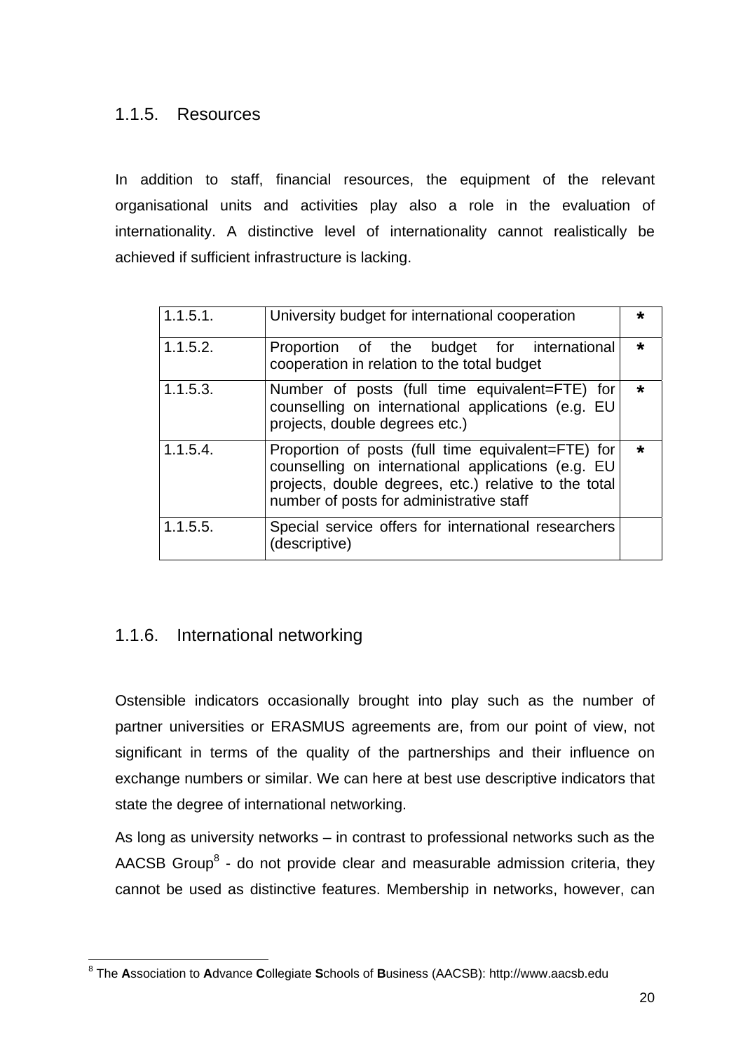### 1.1.5. Resources

In addition to staff, financial resources, the equipment of the relevant organisational units and activities play also a role in the evaluation of internationality. A distinctive level of internationality cannot realistically be achieved if sufficient infrastructure is lacking.

| | | |
|---|---|---|
| 1.1.5.1. | University budget for international cooperation | * |
| 1.1.5.2. | Proportion of the budget for international cooperation in relation to the total budget | * |
| 1.1.5.3. | Number of posts (full time equivalent=FTE) for counselling on international applications (e.g. EU projects, double degrees etc.) | * |
| 1.1.5.4. | Proportion of posts (full time equivalent=FTE) for counselling on international applications (e.g. EU projects, double degrees, etc.) relative to the total number of posts for administrative staff | * |
| 1.1.5.5. | Special service offers for international researchers (descriptive) | |

### 1.1.6. International networking

Ostensible indicators occasionally brought into play such as the number of partner universities or ERASMUS agreements are, from our point of view, not significant in terms of the quality of the partnerships and their influence on exchange numbers or similar. We can here at best use descriptive indicators that state the degree of international networking.

As long as university networks – in contrast to professional networks such as the AACSB Group[8] - do not provide clear and measurable admission criteria, they cannot be used as distinctive features. Membership in networks, however, can

---

[8] The **A**ssociation to **A**dvance **C**ollegiate **S**chools of **B**usiness (AACSB): http://www.aacsb.edu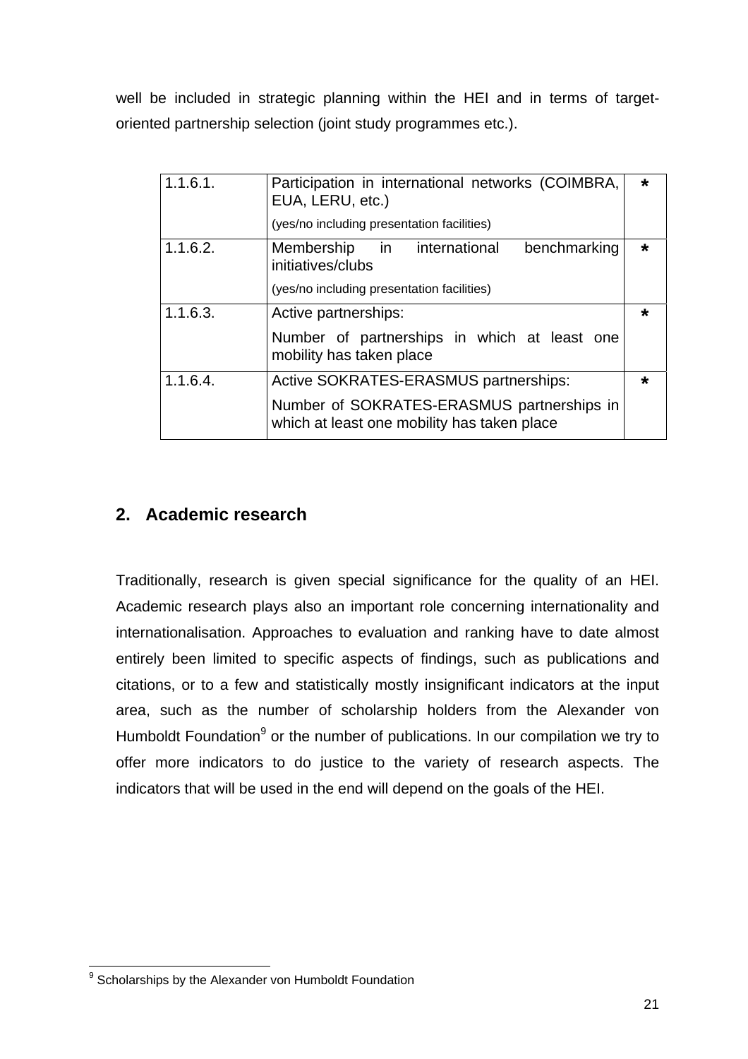well be included in strategic planning within the HEI and in terms of target-oriented partnership selection (joint study programmes etc.).

| | | |
|---|---|---|
| 1.1.6.1. | Participation in international networks (COIMBRA, EUA, LERU, etc.)<br>(yes/no including presentation facilities) | * |
| 1.1.6.2. | Membership in international benchmarking initiatives/clubs<br>(yes/no including presentation facilities) | * |
| 1.1.6.3. | Active partnerships:<br>Number of partnerships in which at least one mobility has taken place | * |
| 1.1.6.4. | Active SOKRATES-ERASMUS partnerships:<br>Number of SOKRATES-ERASMUS partnerships in which at least one mobility has taken place | * |

## 2. Academic research

Traditionally, research is given special significance for the quality of an HEI. Academic research plays also an important role concerning internationality and internationalisation. Approaches to evaluation and ranking have to date almost entirely been limited to specific aspects of findings, such as publications and citations, or to a few and statistically mostly insignificant indicators at the input area, such as the number of scholarship holders from the Alexander von Humboldt Foundation[9] or the number of publications. In our compilation we try to offer more indicators to do justice to the variety of research aspects. The indicators that will be used in the end will depend on the goals of the HEI.

[9] Scholarships by the Alexander von Humboldt Foundation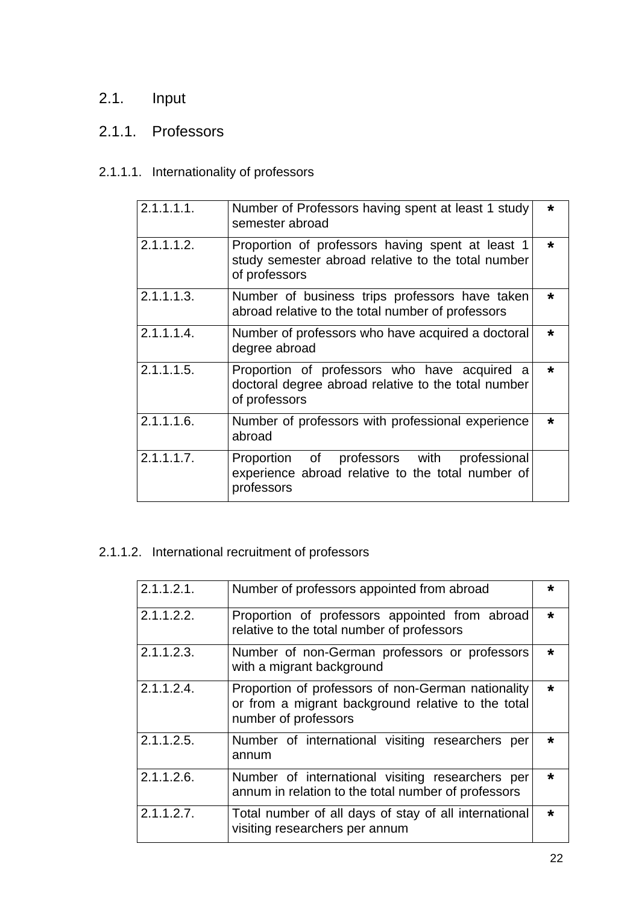## 2.1. Input

### 2.1.1. Professors

#### 2.1.1.1. Internationality of professors

| | | |
|---|---|---|
| 2.1.1.1.1. | Number of Professors having spent at least 1 study semester abroad | * |
| 2.1.1.1.2. | Proportion of professors having spent at least 1 study semester abroad relative to the total number of professors | * |
| 2.1.1.1.3. | Number of business trips professors have taken abroad relative to the total number of professors | * |
| 2.1.1.1.4. | Number of professors who have acquired a doctoral degree abroad | * |
| 2.1.1.1.5. | Proportion of professors who have acquired a doctoral degree abroad relative to the total number of professors | * |
| 2.1.1.1.6. | Number of professors with professional experience abroad | * |
| 2.1.1.1.7. | Proportion of professors with professional experience abroad relative to the total number of professors | |

#### 2.1.1.2. International recruitment of professors

| | | |
|---|---|---|
| 2.1.1.2.1. | Number of professors appointed from abroad | * |
| 2.1.1.2.2. | Proportion of professors appointed from abroad relative to the total number of professors | * |
| 2.1.1.2.3. | Number of non-German professors or professors with a migrant background | * |
| 2.1.1.2.4. | Proportion of professors of non-German nationality or from a migrant background relative to the total number of professors | * |
| 2.1.1.2.5. | Number of international visiting researchers per annum | * |
| 2.1.1.2.6. | Number of international visiting researchers per annum in relation to the total number of professors | * |
| 2.1.1.2.7. | Total number of all days of stay of all international visiting researchers per annum | * |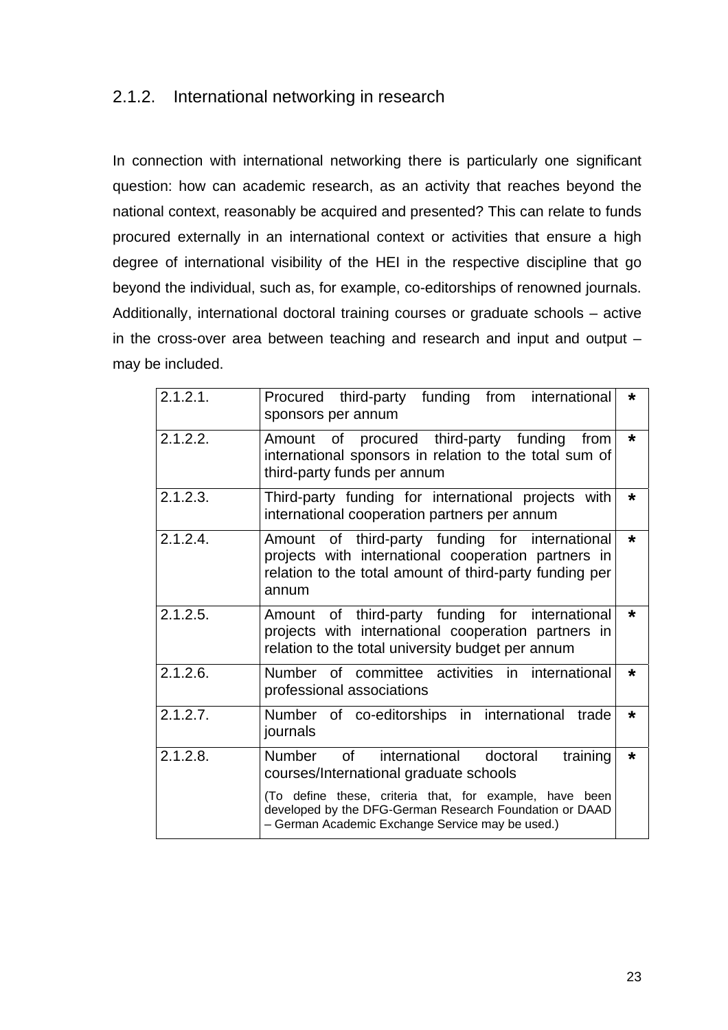### 2.1.2. International networking in research

In connection with international networking there is particularly one significant question: how can academic research, as an activity that reaches beyond the national context, reasonably be acquired and presented? This can relate to funds procured externally in an international context or activities that ensure a high degree of international visibility of the HEI in the respective discipline that go beyond the individual, such as, for example, co-editorships of renowned journals. Additionally, international doctoral training courses or graduate schools – active in the cross-over area between teaching and research and input and output – may be included.

| | | |
|---|---|---|
| 2.1.2.1. | Procured third-party funding from international sponsors per annum | * |
| 2.1.2.2. | Amount of procured third-party funding from international sponsors in relation to the total sum of third-party funds per annum | * |
| 2.1.2.3. | Third-party funding for international projects with international cooperation partners per annum | * |
| 2.1.2.4. | Amount of third-party funding for international projects with international cooperation partners in relation to the total amount of third-party funding per annum | * |
| 2.1.2.5. | Amount of third-party funding for international projects with international cooperation partners in relation to the total university budget per annum | * |
| 2.1.2.6. | Number of committee activities in international professional associations | * |
| 2.1.2.7. | Number of co-editorships in international trade journals | * |
| 2.1.2.8. | Number of international doctoral training courses/International graduate schools<br>(To define these, criteria that, for example, have been developed by the DFG-German Research Foundation or DAAD – German Academic Exchange Service may be used.) | * |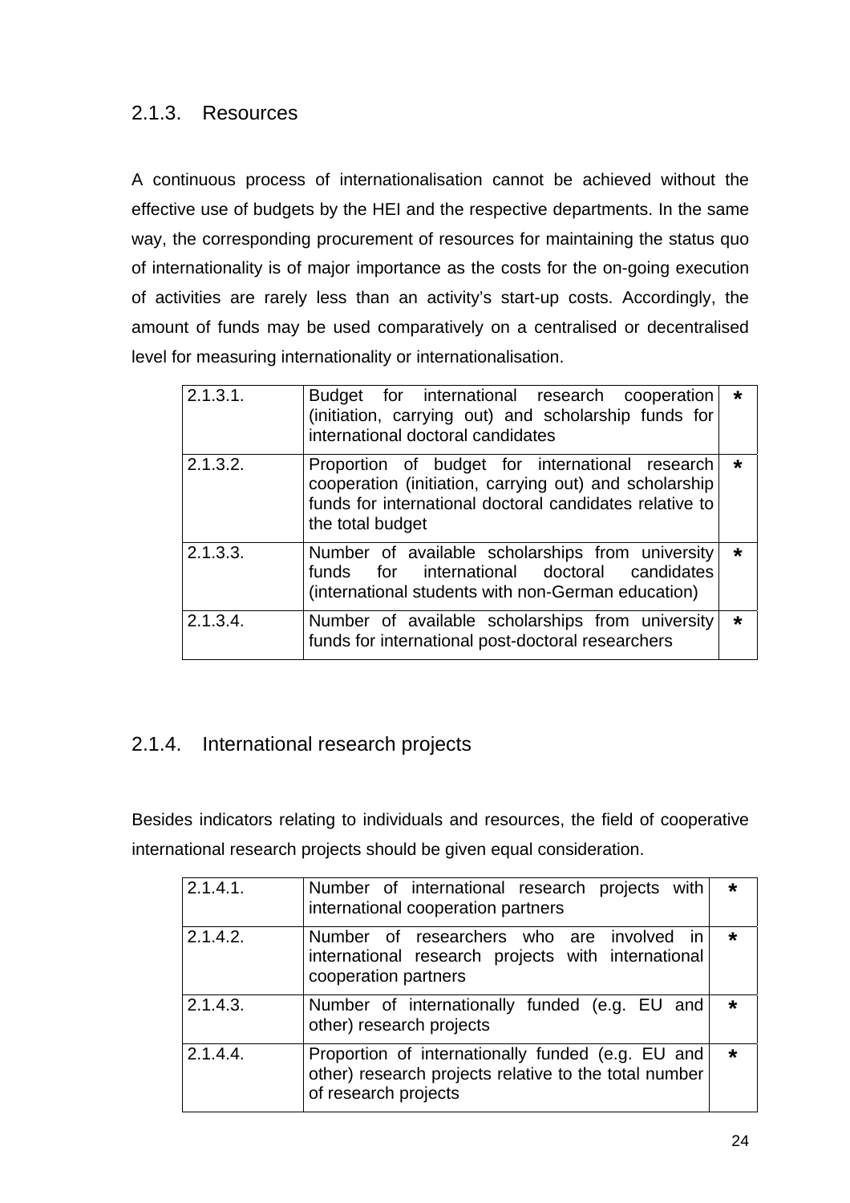### 2.1.3. Resources

A continuous process of internationalisation cannot be achieved without the effective use of budgets by the HEI and the respective departments. In the same way, the corresponding procurement of resources for maintaining the status quo of internationality is of major importance as the costs for the on-going execution of activities are rarely less than an activity's start-up costs. Accordingly, the amount of funds may be used comparatively on a centralised or decentralised level for measuring internationality or internationalisation.

| | | |
|---|---|---|
| 2.1.3.1. | Budget for international research cooperation (initiation, carrying out) and scholarship funds for international doctoral candidates | * |
| 2.1.3.2. | Proportion of budget for international research cooperation (initiation, carrying out) and scholarship funds for international doctoral candidates relative to the total budget | * |
| 2.1.3.3. | Number of available scholarships from university funds for international doctoral candidates (international students with non-German education) | * |
| 2.1.3.4. | Number of available scholarships from university funds for international post-doctoral researchers | * |

### 2.1.4. International research projects

Besides indicators relating to individuals and resources, the field of cooperative international research projects should be given equal consideration.

| | | |
|---|---|---|
| 2.1.4.1. | Number of international research projects with international cooperation partners | * |
| 2.1.4.2. | Number of researchers who are involved in international research projects with international cooperation partners | * |
| 2.1.4.3. | Number of internationally funded (e.g. EU and other) research projects | * |
| 2.1.4.4. | Proportion of internationally funded (e.g. EU and other) research projects relative to the total number of research projects | * |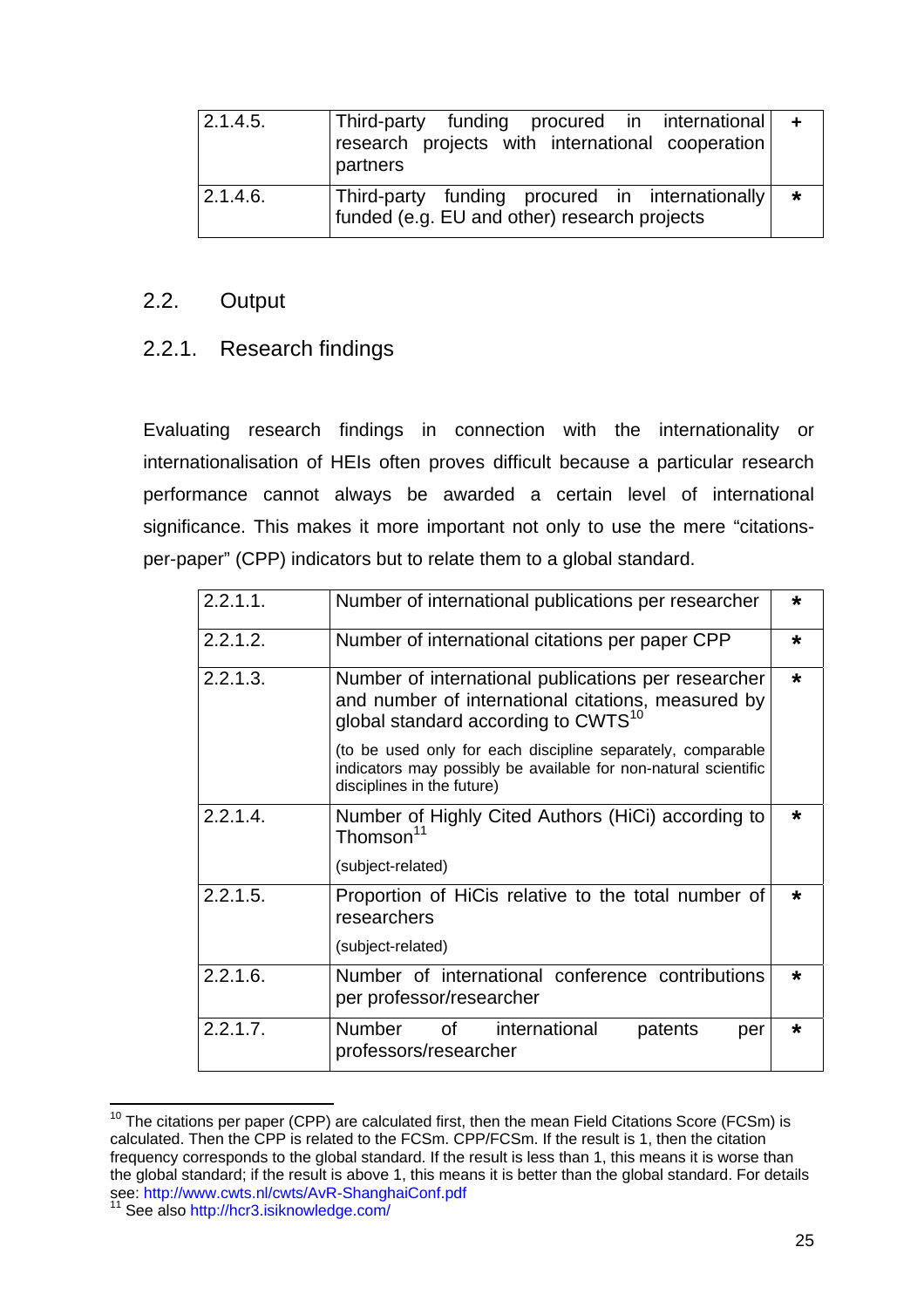| | | |
|---|---|---|
| 2.1.4.5. | Third-party funding procured in international research projects with international cooperation partners | + |
| 2.1.4.6. | Third-party funding procured in internationally funded (e.g. EU and other) research projects | * |

## 2.2. Output

### 2.2.1. Research findings

Evaluating research findings in connection with the internationality or internationalisation of HEIs often proves difficult because a particular research performance cannot always be awarded a certain level of international significance. This makes it more important not only to use the mere "citations-per-paper" (CPP) indicators but to relate them to a global standard.

| | | |
|---|---|---|
| 2.2.1.1. | Number of international publications per researcher | * |
| 2.2.1.2. | Number of international citations per paper CPP | * |
| 2.2.1.3. | Number of international publications per researcher and number of international citations, measured by global standard according to CWTS[10]<br><br>(to be used only for each discipline separately, comparable indicators may possibly be available for non-natural scientific disciplines in the future) | * |
| 2.2.1.4. | Number of Highly Cited Authors (HiCi) according to Thomson[11]<br><br>(subject-related) | * |
| 2.2.1.5. | Proportion of HiCis relative to the total number of researchers<br><br>(subject-related) | * |
| 2.2.1.6. | Number of international conference contributions per professor/researcher | * |
| 2.2.1.7. | Number of international patents per professors/researcher | * |

[10] The citations per paper (CPP) are calculated first, then the mean Field Citations Score (FCSm) is calculated. Then the CPP is related to the FCSm. CPP/FCSm. If the result is 1, then the citation frequency corresponds to the global standard. If the result is less than 1, this means it is worse than the global standard; if the result is above 1, this means it is better than the global standard. For details see: http://www.cwts.nl/cwts/AvR-ShanghaiConf.pdf

[11] See also http://hcr3.isiknowledge.com/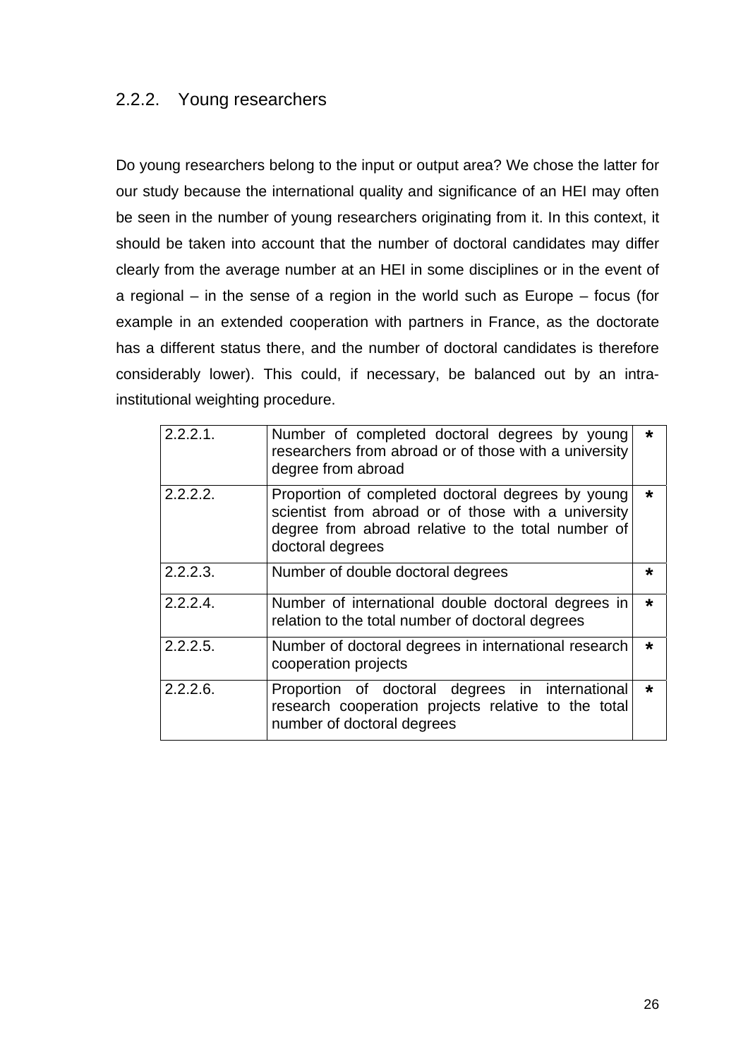### 2.2.2. Young researchers

Do young researchers belong to the input or output area? We chose the latter for our study because the international quality and significance of an HEI may often be seen in the number of young researchers originating from it. In this context, it should be taken into account that the number of doctoral candidates may differ clearly from the average number at an HEI in some disciplines or in the event of a regional – in the sense of a region in the world such as Europe – focus (for example in an extended cooperation with partners in France, as the doctorate has a different status there, and the number of doctoral candidates is therefore considerably lower). This could, if necessary, be balanced out by an intra-institutional weighting procedure.

| | | |
|---|---|---|
| 2.2.2.1. | Number of completed doctoral degrees by young researchers from abroad or of those with a university degree from abroad | * |
| 2.2.2.2. | Proportion of completed doctoral degrees by young scientist from abroad or of those with a university degree from abroad relative to the total number of doctoral degrees | * |
| 2.2.2.3. | Number of double doctoral degrees | * |
| 2.2.2.4. | Number of international double doctoral degrees in relation to the total number of doctoral degrees | * |
| 2.2.2.5. | Number of doctoral degrees in international research cooperation projects | * |
| 2.2.2.6. | Proportion of doctoral degrees in international research cooperation projects relative to the total number of doctoral degrees | * |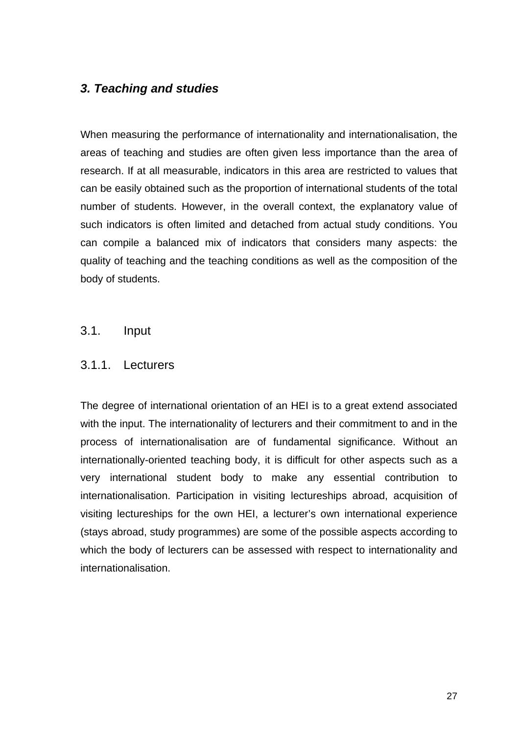## *3. Teaching and studies*

When measuring the performance of internationality and internationalisation, the areas of teaching and studies are often given less importance than the area of research. If at all measurable, indicators in this area are restricted to values that can be easily obtained such as the proportion of international students of the total number of students. However, in the overall context, the explanatory value of such indicators is often limited and detached from actual study conditions. You can compile a balanced mix of indicators that considers many aspects: the quality of teaching and the teaching conditions as well as the composition of the body of students.

### 3.1. Input

#### 3.1.1. Lecturers

The degree of international orientation of an HEI is to a great extend associated with the input. The internationality of lecturers and their commitment to and in the process of internationalisation are of fundamental significance. Without an internationally-oriented teaching body, it is difficult for other aspects such as a very international student body to make any essential contribution to internationalisation. Participation in visiting lectureships abroad, acquisition of visiting lectureships for the own HEI, a lecturer's own international experience (stays abroad, study programmes) are some of the possible aspects according to which the body of lecturers can be assessed with respect to internationality and internationalisation.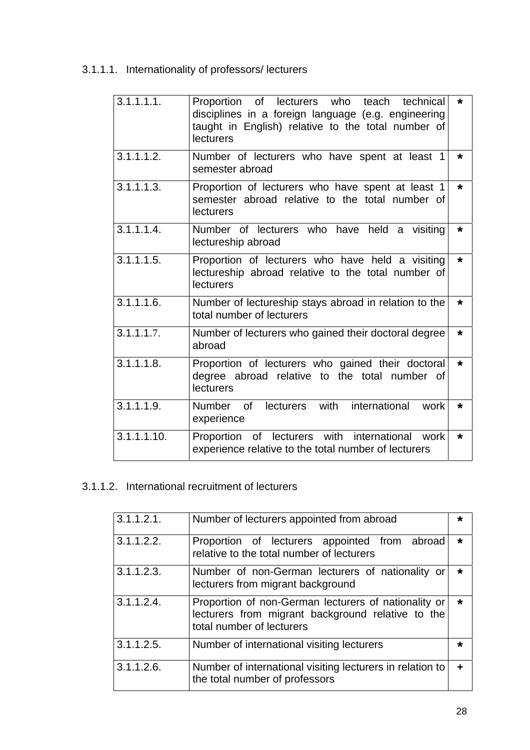#### 3.1.1.1. Internationality of professors/ lecturers

| | | |
|---|---|---|
| 3.1.1.1.1. | Proportion of lecturers who teach technical disciplines in a foreign language (e.g. engineering taught in English) relative to the total number of lecturers | * |
| 3.1.1.1.2. | Number of lecturers who have spent at least 1 semester abroad | * |
| 3.1.1.1.3. | Proportion of lecturers who have spent at least 1 semester abroad relative to the total number of lecturers | * |
| 3.1.1.1.4. | Number of lecturers who have held a visiting lectureship abroad | * |
| 3.1.1.1.5. | Proportion of lecturers who have held a visiting lectureship abroad relative to the total number of lecturers | * |
| 3.1.1.1.6. | Number of lectureship stays abroad in relation to the total number of lecturers | * |
| 3.1.1.1.7. | Number of lecturers who gained their doctoral degree abroad | * |
| 3.1.1.1.8. | Proportion of lecturers who gained their doctoral degree abroad relative to the total number of lecturers | * |
| 3.1.1.1.9. | Number of lecturers with international work experience | * |
| 3.1.1.1.10. | Proportion of lecturers with international work experience relative to the total number of lecturers | * |

#### 3.1.1.2. International recruitment of lecturers

| | | |
|---|---|---|
| 3.1.1.2.1. | Number of lecturers appointed from abroad | * |
| 3.1.1.2.2. | Proportion of lecturers appointed from abroad relative to the total number of lecturers | * |
| 3.1.1.2.3. | Number of non-German lecturers of nationality or lecturers from migrant background | * |
| 3.1.1.2.4. | Proportion of non-German lecturers of nationality or lecturers from migrant background relative to the total number of lecturers | * |
| 3.1.1.2.5. | Number of international visiting lecturers | * |
| 3.1.1.2.6. | Number of international visiting lecturers in relation to the total number of professors | + |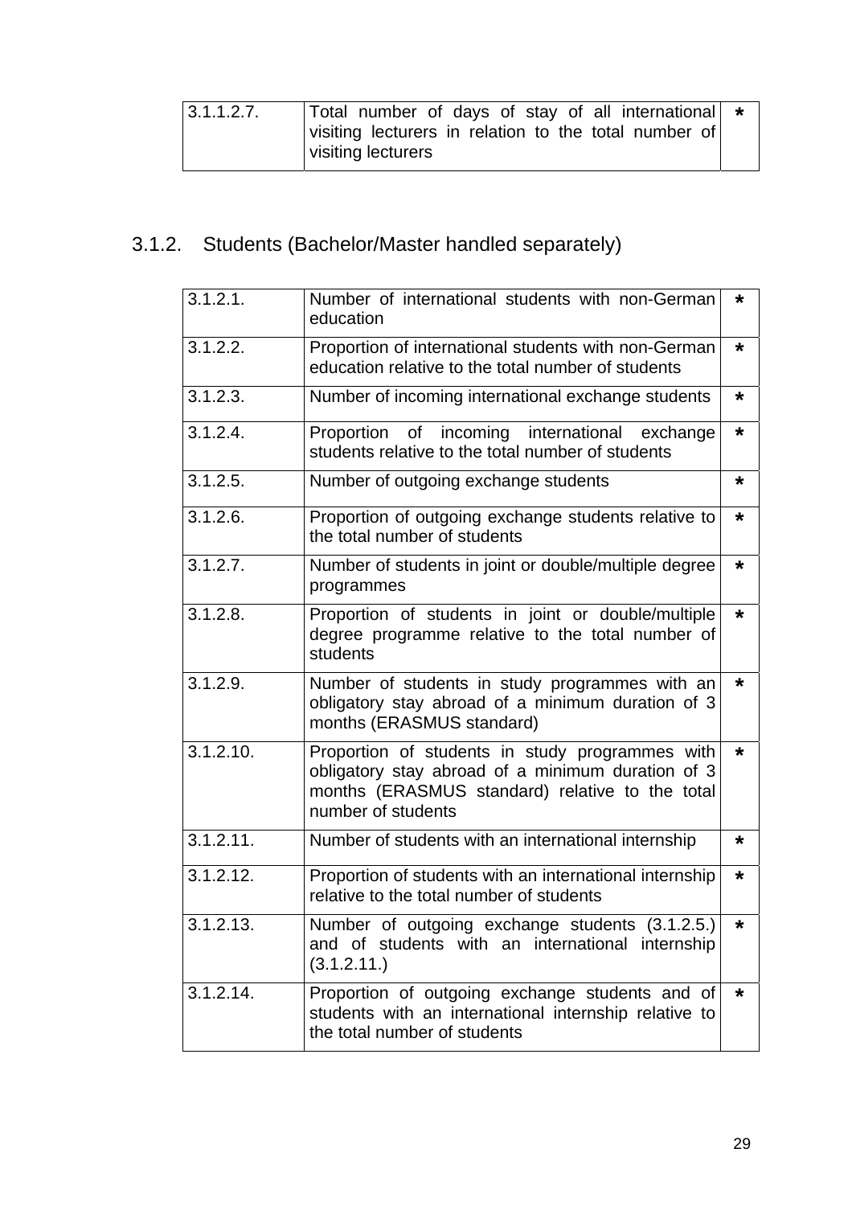| | | |
|---|---|---|
| 3.1.1.2.7. | Total number of days of stay of all international visiting lecturers in relation to the total number of visiting lecturers | * |

### 3.1.2. Students (Bachelor/Master handled separately)

| | | |
|---|---|---|
| 3.1.2.1. | Number of international students with non-German education | * |
| 3.1.2.2. | Proportion of international students with non-German education relative to the total number of students | * |
| 3.1.2.3. | Number of incoming international exchange students | * |
| 3.1.2.4. | Proportion of incoming international exchange students relative to the total number of students | * |
| 3.1.2.5. | Number of outgoing exchange students | * |
| 3.1.2.6. | Proportion of outgoing exchange students relative to the total number of students | * |
| 3.1.2.7. | Number of students in joint or double/multiple degree programmes | * |
| 3.1.2.8. | Proportion of students in joint or double/multiple degree programme relative to the total number of students | * |
| 3.1.2.9. | Number of students in study programmes with an obligatory stay abroad of a minimum duration of 3 months (ERASMUS standard) | * |
| 3.1.2.10. | Proportion of students in study programmes with obligatory stay abroad of a minimum duration of 3 months (ERASMUS standard) relative to the total number of students | * |
| 3.1.2.11. | Number of students with an international internship | * |
| 3.1.2.12. | Proportion of students with an international internship relative to the total number of students | * |
| 3.1.2.13. | Number of outgoing exchange students (3.1.2.5.) and of students with an international internship (3.1.2.11.) | * |
| 3.1.2.14. | Proportion of outgoing exchange students and of students with an international internship relative to the total number of students | * |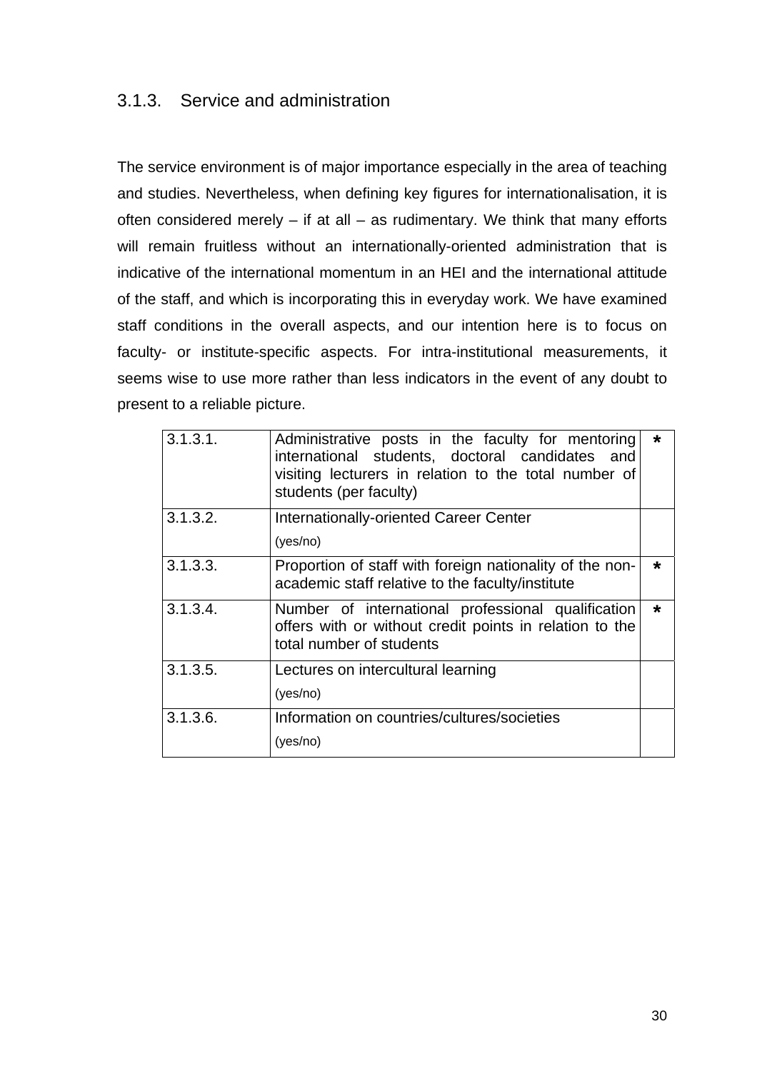### 3.1.3. Service and administration

The service environment is of major importance especially in the area of teaching and studies. Nevertheless, when defining key figures for internationalisation, it is often considered merely – if at all – as rudimentary. We think that many efforts will remain fruitless without an internationally-oriented administration that is indicative of the international momentum in an HEI and the international attitude of the staff, and which is incorporating this in everyday work. We have examined staff conditions in the overall aspects, and our intention here is to focus on faculty- or institute-specific aspects. For intra-institutional measurements, it seems wise to use more rather than less indicators in the event of any doubt to present to a reliable picture.

| | | |
|---|---|---|
| 3.1.3.1. | Administrative posts in the faculty for mentoring international students, doctoral candidates and visiting lecturers in relation to the total number of students (per faculty) | * |
| 3.1.3.2. | Internationally-oriented Career Center (yes/no) | |
| 3.1.3.3. | Proportion of staff with foreign nationality of the non-academic staff relative to the faculty/institute | * |
| 3.1.3.4. | Number of international professional qualification offers with or without credit points in relation to the total number of students | * |
| 3.1.3.5. | Lectures on intercultural learning (yes/no) | |
| 3.1.3.6. | Information on countries/cultures/societies (yes/no) | |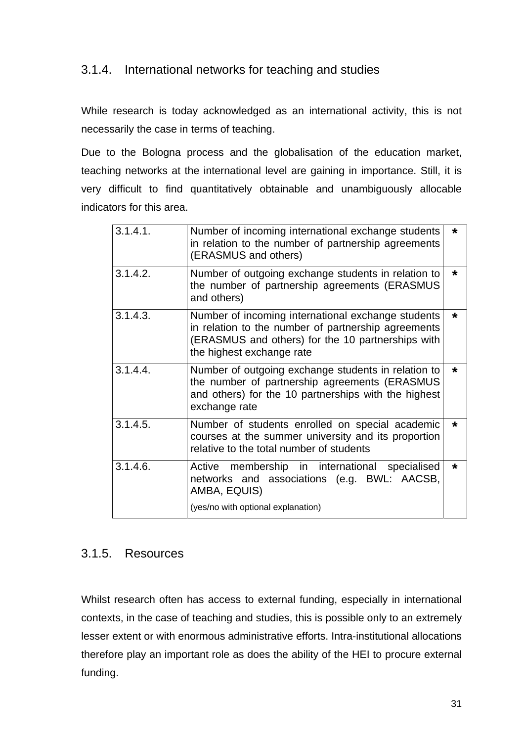### 3.1.4. International networks for teaching and studies

While research is today acknowledged as an international activity, this is not necessarily the case in terms of teaching.

Due to the Bologna process and the globalisation of the education market, teaching networks at the international level are gaining in importance. Still, it is very difficult to find quantitatively obtainable and unambiguously allocable indicators for this area.

| | | |
|---|---|---|
| 3.1.4.1. | Number of incoming international exchange students in relation to the number of partnership agreements (ERASMUS and others) | * |
| 3.1.4.2. | Number of outgoing exchange students in relation to the number of partnership agreements (ERASMUS and others) | * |
| 3.1.4.3. | Number of incoming international exchange students in relation to the number of partnership agreements (ERASMUS and others) for the 10 partnerships with the highest exchange rate | * |
| 3.1.4.4. | Number of outgoing exchange students in relation to the number of partnership agreements (ERASMUS and others) for the 10 partnerships with the highest exchange rate | * |
| 3.1.4.5. | Number of students enrolled on special academic courses at the summer university and its proportion relative to the total number of students | * |
| 3.1.4.6. | Active membership in international specialised networks and associations (e.g. BWL: AACSB, AMBA, EQUIS) (yes/no with optional explanation) | * |

### 3.1.5. Resources

Whilst research often has access to external funding, especially in international contexts, in the case of teaching and studies, this is possible only to an extremely lesser extent or with enormous administrative efforts. Intra-institutional allocations therefore play an important role as does the ability of the HEI to procure external funding.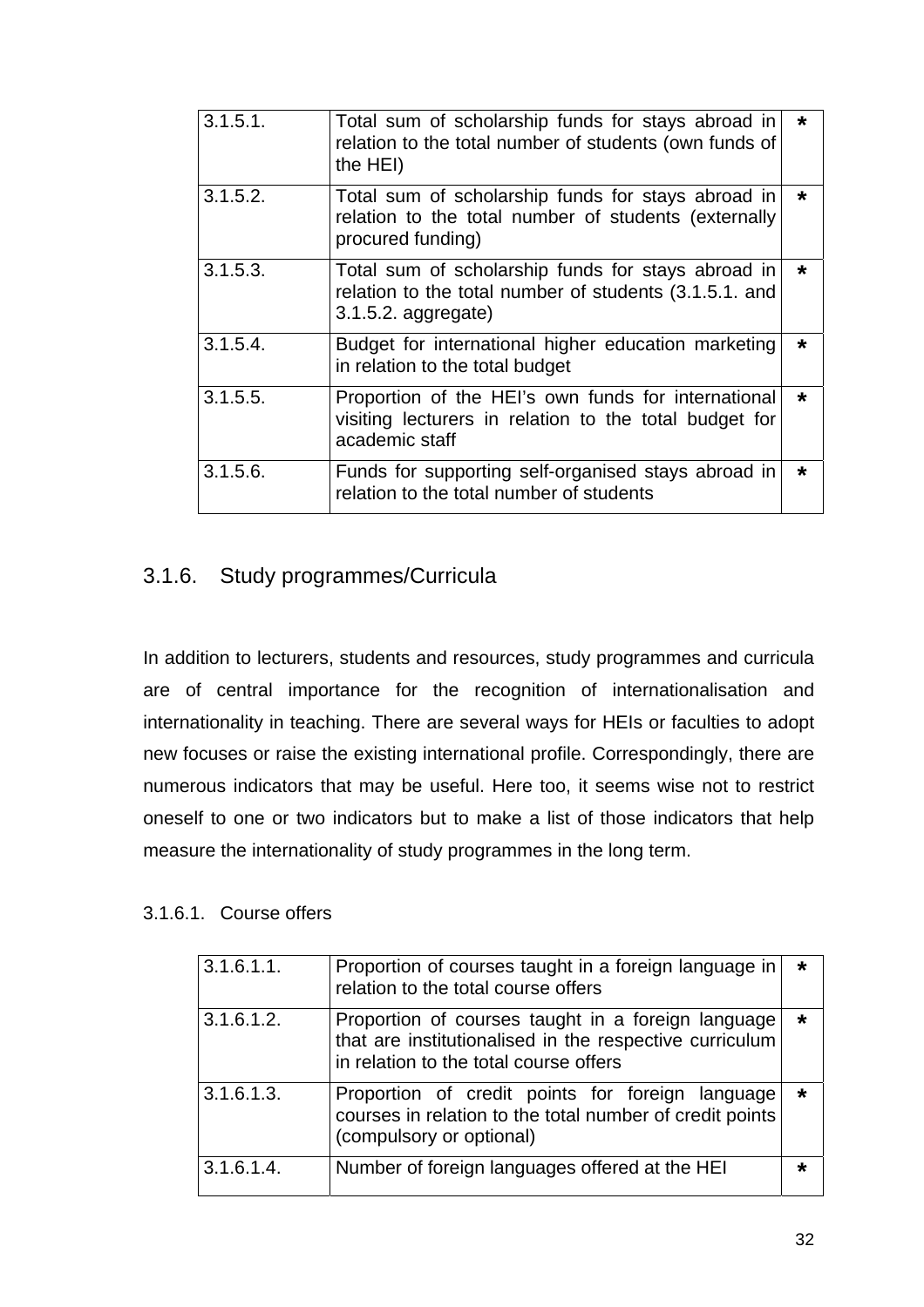| | | |
|---|---|---|
| 3.1.5.1. | Total sum of scholarship funds for stays abroad in relation to the total number of students (own funds of the HEI) | * |
| 3.1.5.2. | Total sum of scholarship funds for stays abroad in relation to the total number of students (externally procured funding) | * |
| 3.1.5.3. | Total sum of scholarship funds for stays abroad in relation to the total number of students (3.1.5.1. and 3.1.5.2. aggregate) | * |
| 3.1.5.4. | Budget for international higher education marketing in relation to the total budget | * |
| 3.1.5.5. | Proportion of the HEI's own funds for international visiting lecturers in relation to the total budget for academic staff | * |
| 3.1.5.6. | Funds for supporting self-organised stays abroad in relation to the total number of students | * |

### 3.1.6. Study programmes/Curricula

In addition to lecturers, students and resources, study programmes and curricula are of central importance for the recognition of internationalisation and internationality in teaching. There are several ways for HEIs or faculties to adopt new focuses or raise the existing international profile. Correspondingly, there are numerous indicators that may be useful. Here too, it seems wise not to restrict oneself to one or two indicators but to make a list of those indicators that help measure the internationality of study programmes in the long term.

#### 3.1.6.1. Course offers

| | | |
|---|---|---|
| 3.1.6.1.1. | Proportion of courses taught in a foreign language in relation to the total course offers | * |
| 3.1.6.1.2. | Proportion of courses taught in a foreign language that are institutionalised in the respective curriculum in relation to the total course offers | * |
| 3.1.6.1.3. | Proportion of credit points for foreign language courses in relation to the total number of credit points (compulsory or optional) | * |
| 3.1.6.1.4. | Number of foreign languages offered at the HEI | * |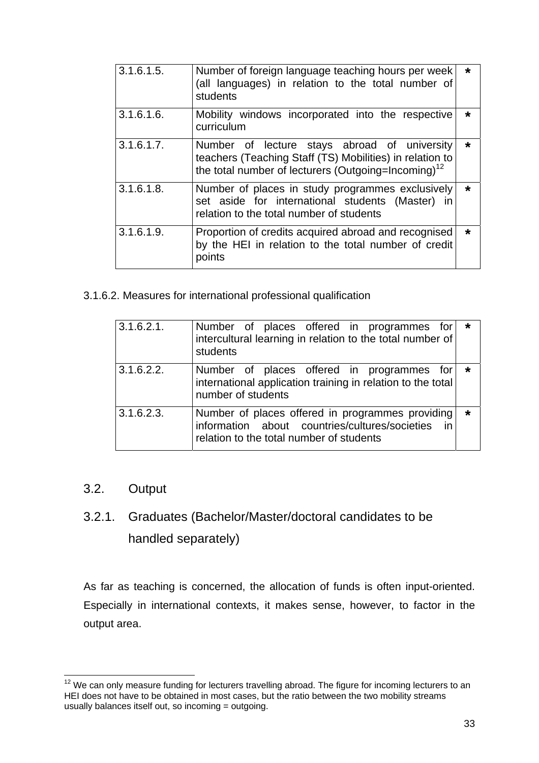| 3.1.6.1.5. | Number of foreign language teaching hours per week (all languages) in relation to the total number of students | * |
|---|---|---|
| 3.1.6.1.6. | Mobility windows incorporated into the respective curriculum | * |
| 3.1.6.1.7. | Number of lecture stays abroad of university teachers (Teaching Staff (TS) Mobilities) in relation to the total number of lecturers (Outgoing=Incoming)[12] | * |
| 3.1.6.1.8. | Number of places in study programmes exclusively set aside for international students (Master) in relation to the total number of students | * |
| 3.1.6.1.9. | Proportion of credits acquired abroad and recognised by the HEI in relation to the total number of credit points | * |

3.1.6.2. Measures for international professional qualification

| 3.1.6.2.1. | Number of places offered in programmes for intercultural learning in relation to the total number of students | * |
|---|---|---|
| 3.1.6.2.2. | Number of places offered in programmes for international application training in relation to the total number of students | * |
| 3.1.6.2.3. | Number of places offered in programmes providing information about countries/cultures/societies in relation to the total number of students | * |

## 3.2. Output

### 3.2.1. Graduates (Bachelor/Master/doctoral candidates to be handled separately)

As far as teaching is concerned, the allocation of funds is often input-oriented. Especially in international contexts, it makes sense, however, to factor in the output area.

[12] We can only measure funding for lecturers travelling abroad. The figure for incoming lecturers to an HEI does not have to be obtained in most cases, but the ratio between the two mobility streams usually balances itself out, so incoming = outgoing.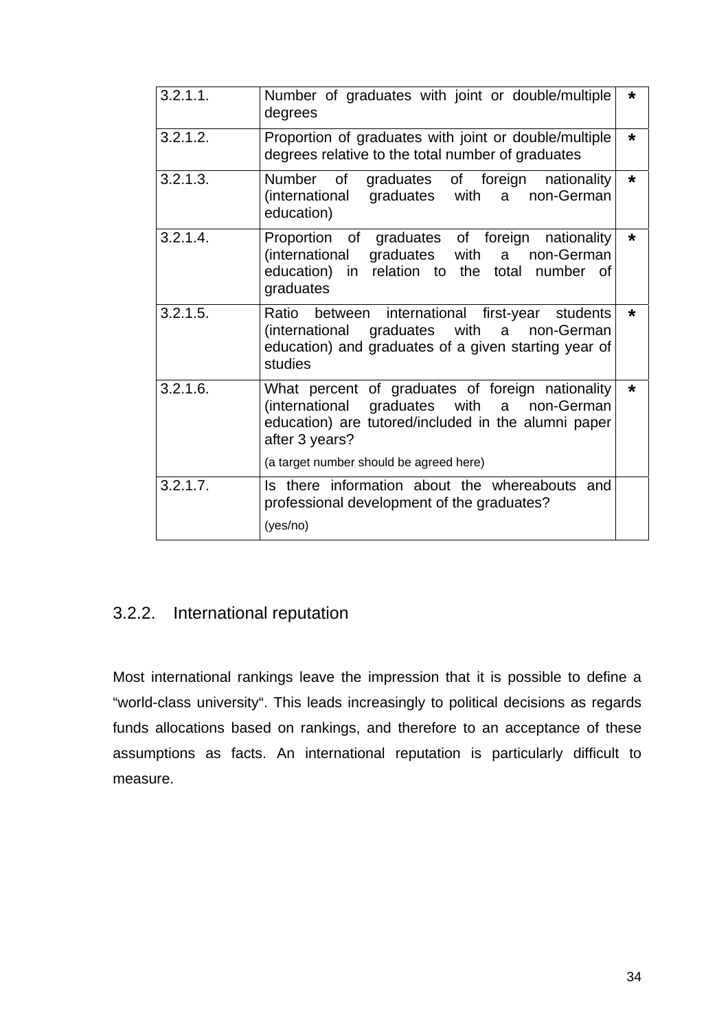| 3.2.1.1. | Number of graduates with joint or double/multiple degrees | * |
|---|---|---|
| 3.2.1.2. | Proportion of graduates with joint or double/multiple degrees relative to the total number of graduates | * |
| 3.2.1.3. | Number of graduates of foreign nationality (international graduates with a non-German education) | * |
| 3.2.1.4. | Proportion of graduates of foreign nationality (international graduates with a non-German education) in relation to the total number of graduates | * |
| 3.2.1.5. | Ratio between international first-year students (international graduates with a non-German education) and graduates of a given starting year of studies | * |
| 3.2.1.6. | What percent of graduates of foreign nationality (international graduates with a non-German education) are tutored/included in the alumni paper after 3 years?<br>(a target number should be agreed here) | * |
| 3.2.1.7. | Is there information about the whereabouts and professional development of the graduates?<br>(yes/no) | |

### 3.2.2. International reputation

Most international rankings leave the impression that it is possible to define a “world-class university“. This leads increasingly to political decisions as regards funds allocations based on rankings, and therefore to an acceptance of these assumptions as facts. An international reputation is particularly difficult to measure.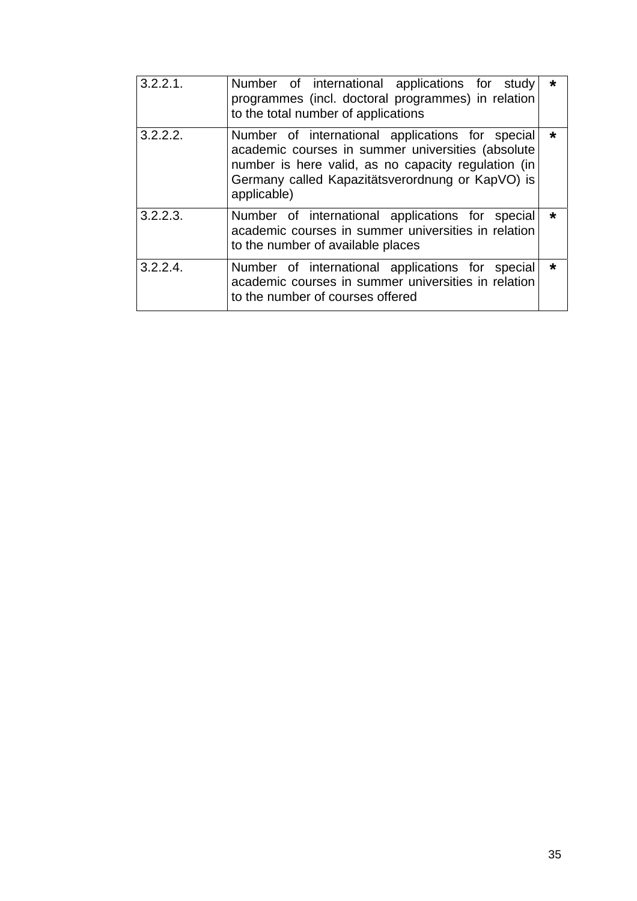| | | |
|---|---|---|
| 3.2.2.1. | Number of international applications for study programmes (incl. doctoral programmes) in relation to the total number of applications | * |
| 3.2.2.2. | Number of international applications for special academic courses in summer universities (absolute number is here valid, as no capacity regulation (in Germany called Kapazitätsverordnung or KapVO) is applicable) | * |
| 3.2.2.3. | Number of international applications for special academic courses in summer universities in relation to the number of available places | * |
| 3.2.2.4. | Number of international applications for special academic courses in summer universities in relation to the number of courses offered | * |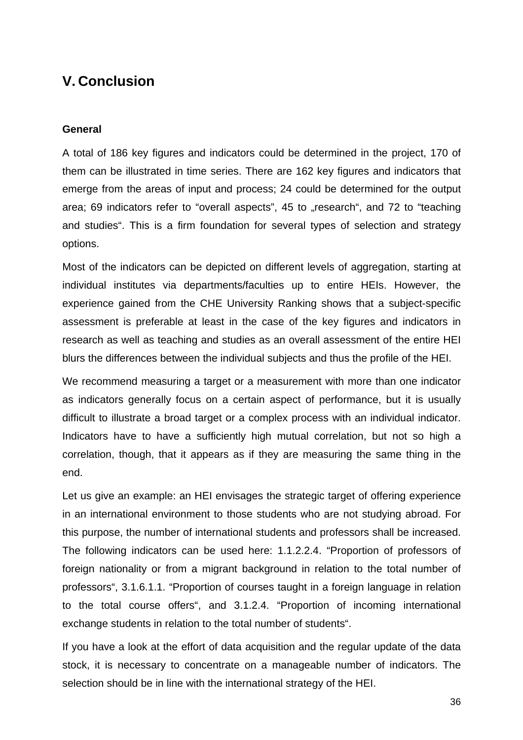# V. Conclusion

### General

A total of 186 key figures and indicators could be determined in the project, 170 of them can be illustrated in time series. There are 162 key figures and indicators that emerge from the areas of input and process; 24 could be determined for the output area; 69 indicators refer to "overall aspects", 45 to „research", and 72 to "teaching and studies". This is a firm foundation for several types of selection and strategy options.

Most of the indicators can be depicted on different levels of aggregation, starting at individual institutes via departments/faculties up to entire HEIs. However, the experience gained from the CHE University Ranking shows that a subject-specific assessment is preferable at least in the case of the key figures and indicators in research as well as teaching and studies as an overall assessment of the entire HEI blurs the differences between the individual subjects and thus the profile of the HEI.

We recommend measuring a target or a measurement with more than one indicator as indicators generally focus on a certain aspect of performance, but it is usually difficult to illustrate a broad target or a complex process with an individual indicator. Indicators have to have a sufficiently high mutual correlation, but not so high a correlation, though, that it appears as if they are measuring the same thing in the end.

Let us give an example: an HEI envisages the strategic target of offering experience in an international environment to those students who are not studying abroad. For this purpose, the number of international students and professors shall be increased. The following indicators can be used here: 1.1.2.2.4. "Proportion of professors of foreign nationality or from a migrant background in relation to the total number of professors", 3.1.6.1.1. "Proportion of courses taught in a foreign language in relation to the total course offers", and 3.1.2.4. "Proportion of incoming international exchange students in relation to the total number of students".

If you have a look at the effort of data acquisition and the regular update of the data stock, it is necessary to concentrate on a manageable number of indicators. The selection should be in line with the international strategy of the HEI.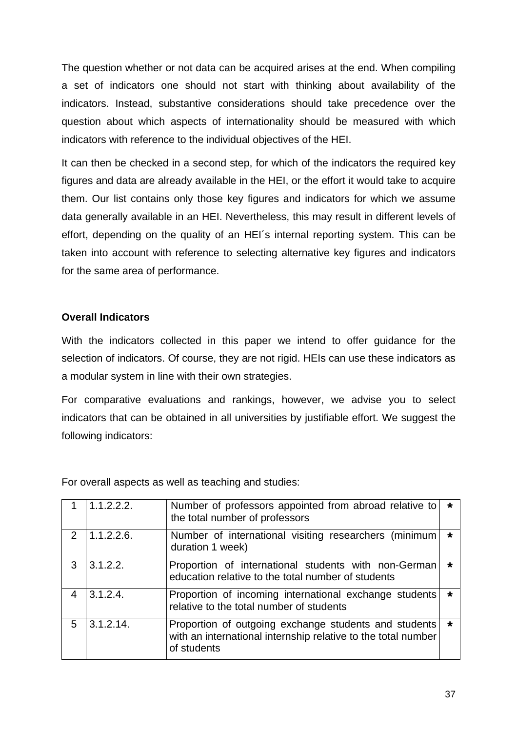The question whether or not data can be acquired arises at the end. When compiling a set of indicators one should not start with thinking about availability of the indicators. Instead, substantive considerations should take precedence over the question about which aspects of internationality should be measured with which indicators with reference to the individual objectives of the HEI.

It can then be checked in a second step, for which of the indicators the required key figures and data are already available in the HEI, or the effort it would take to acquire them. Our list contains only those key figures and indicators for which we assume data generally available in an HEI. Nevertheless, this may result in different levels of effort, depending on the quality of an HEI´s internal reporting system. This can be taken into account with reference to selecting alternative key figures and indicators for the same area of performance.

**Overall Indicators**

With the indicators collected in this paper we intend to offer guidance for the selection of indicators. Of course, they are not rigid. HEIs can use these indicators as a modular system in line with their own strategies.

For comparative evaluations and rankings, however, we advise you to select indicators that can be obtained in all universities by justifiable effort. We suggest the following indicators:

For overall aspects as well as teaching and studies:

| | | | |
|---|---|---|---|
| 1 | 1.1.2.2.2. | Number of professors appointed from abroad relative to the total number of professors | * |
| 2 | 1.1.2.2.6. | Number of international visiting researchers (minimum duration 1 week) | * |
| 3 | 3.1.2.2. | Proportion of international students with non-German education relative to the total number of students | * |
| 4 | 3.1.2.4. | Proportion of incoming international exchange students relative to the total number of students | * |
| 5 | 3.1.2.14. | Proportion of outgoing exchange students and students with an international internship relative to the total number of students | * |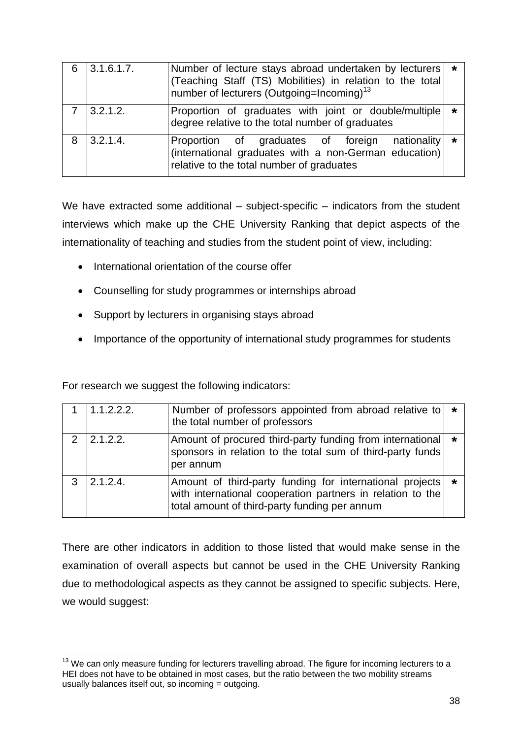| 6 | 3.1.6.1.7. | Number of lecture stays abroad undertaken by lecturers (Teaching Staff (TS) Mobilities) in relation to the total number of lecturers (Outgoing=Incoming)[13] | * |
|---|---|---|---|
| 7 | 3.2.1.2. | Proportion of graduates with joint or double/multiple degree relative to the total number of graduates | * |
| 8 | 3.2.1.4. | Proportion of graduates of foreign nationality (international graduates with a non-German education) relative to the total number of graduates | * |

We have extracted some additional – subject-specific – indicators from the student interviews which make up the CHE University Ranking that depict aspects of the internationality of teaching and studies from the student point of view, including:

- International orientation of the course offer
- Counselling for study programmes or internships abroad
- Support by lecturers in organising stays abroad
- Importance of the opportunity of international study programmes for students

For research we suggest the following indicators:

| 1 | 1.1.2.2.2. | Number of professors appointed from abroad relative to the total number of professors | * |
|---|---|---|---|
| 2 | 2.1.2.2. | Amount of procured third-party funding from international sponsors in relation to the total sum of third-party funds per annum | * |
| 3 | 2.1.2.4. | Amount of third-party funding for international projects with international cooperation partners in relation to the total amount of third-party funding per annum | * |

There are other indicators in addition to those listed that would make sense in the examination of overall aspects but cannot be used in the CHE University Ranking due to methodological aspects as they cannot be assigned to specific subjects. Here, we would suggest:

[13] We can only measure funding for lecturers travelling abroad. The figure for incoming lecturers to a HEI does not have to be obtained in most cases, but the ratio between the two mobility streams usually balances itself out, so incoming = outgoing.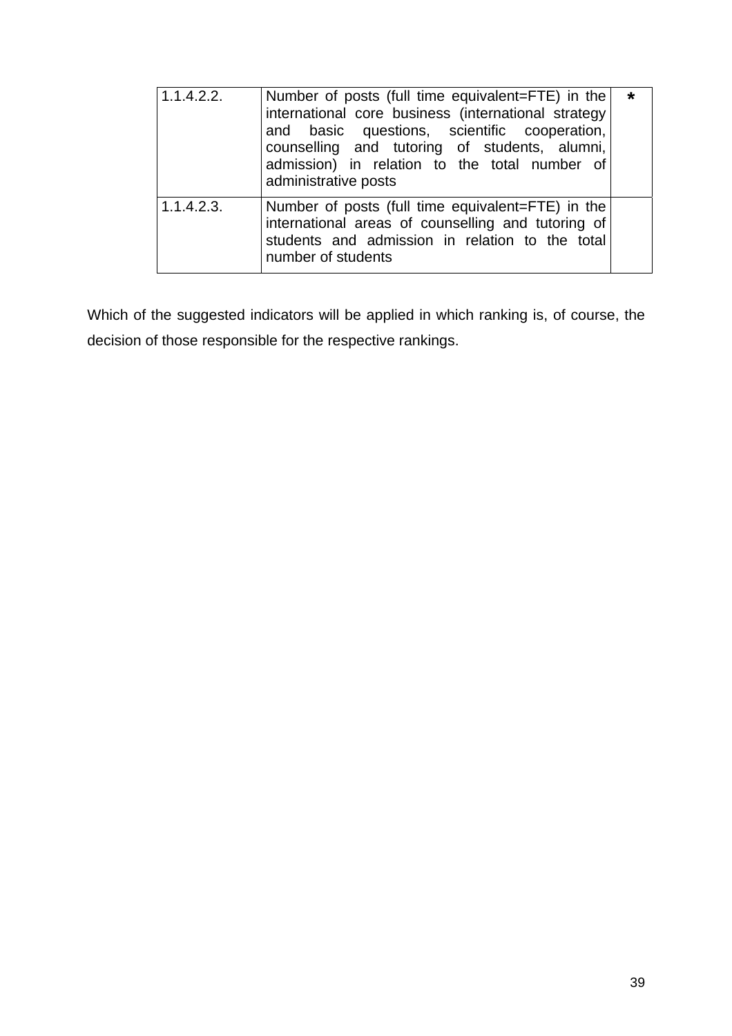| | | |
|---|---|---|
| 1.1.4.2.2. | Number of posts (full time equivalent=FTE) in the international core business (international strategy and basic questions, scientific cooperation, counselling and tutoring of students, alumni, admission) in relation to the total number of administrative posts | * |
| 1.1.4.2.3. | Number of posts (full time equivalent=FTE) in the international areas of counselling and tutoring of students and admission in relation to the total number of students | |

Which of the suggested indicators will be applied in which ranking is, of course, the decision of those responsible for the respective rankings.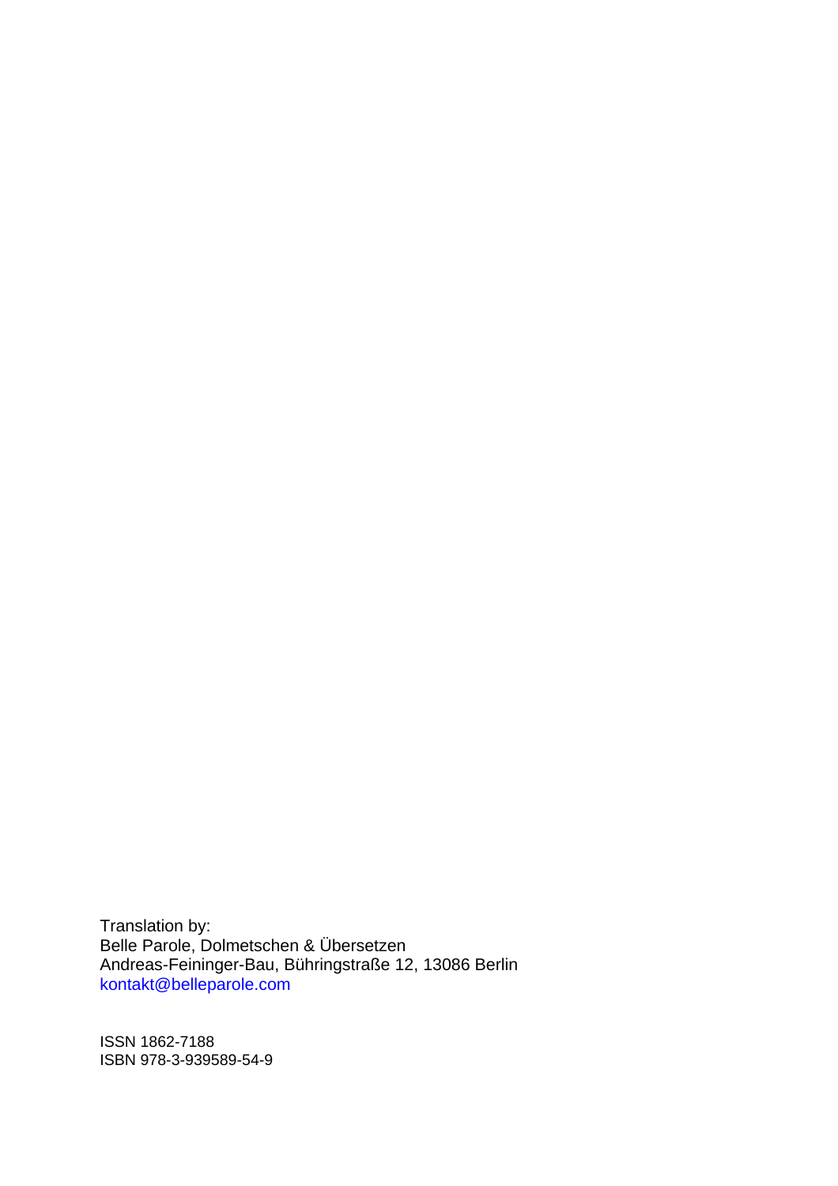Translation by:
Belle Parole, Dolmetschen & Übersetzen
Andreas-Feininger-Bau, Bühringstraße 12, 13086 Berlin
kontakt@belleparole.com

ISSN 1862-7188
ISBN 978-3-939589-54-9